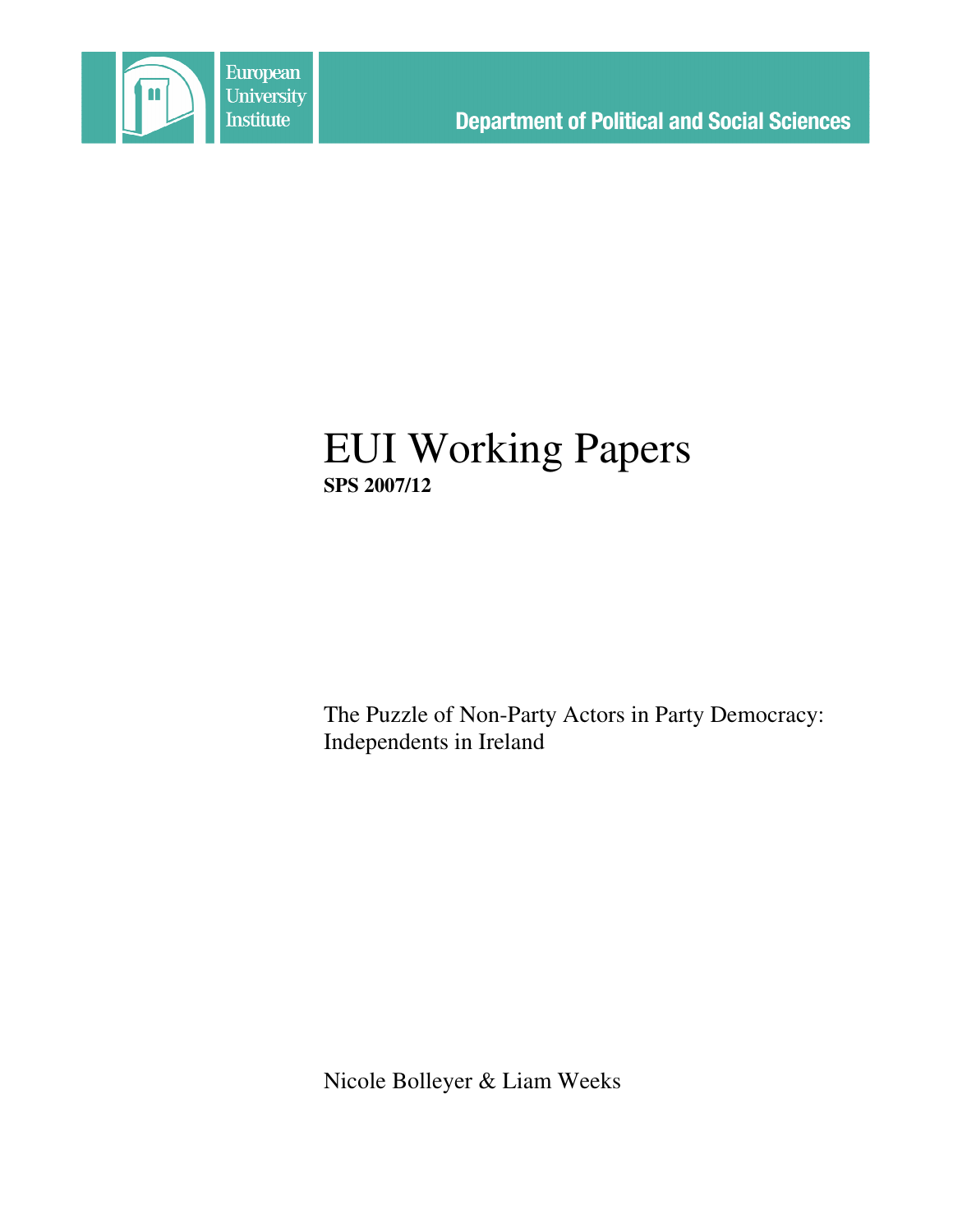European University Institute

Department of Political and Social Sciences

# EUI Working Papers

**SPS 2007/12**

The Puzzle of Non-Party Actors in Party Democracy: Independents in Ireland

Nicole Bolleyer & Liam Weeks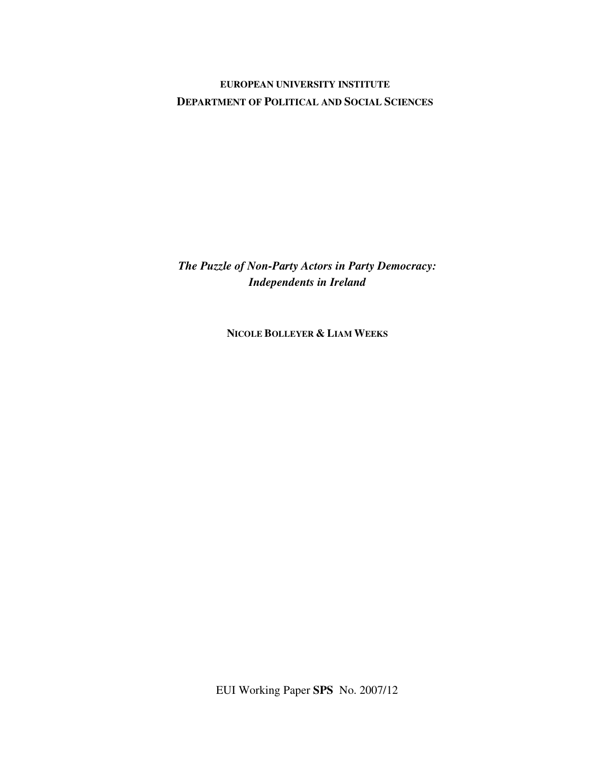**EUROPEAN UNIVERSITY INSTITUTE**
**DEPARTMENT OF POLITICAL AND SOCIAL SCIENCES**

# *The Puzzle of Non-Party Actors in Party Democracy: Independents in Ireland*

**NICOLE BOLLEYER & LIAM WEEKS**

EUI Working Paper **SPS** No. 2007/12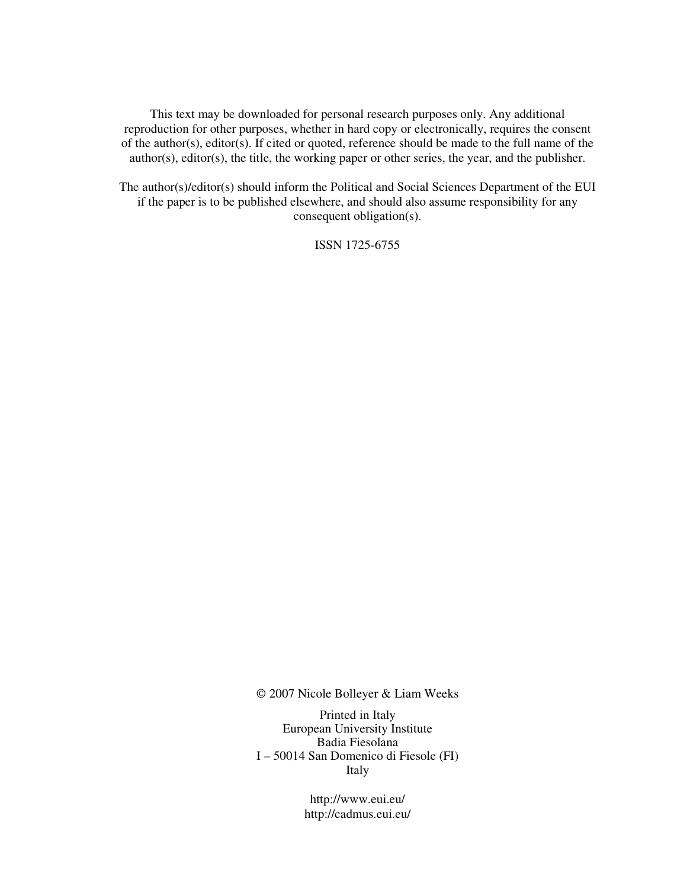This text may be downloaded for personal research purposes only. Any additional reproduction for other purposes, whether in hard copy or electronically, requires the consent of the author(s), editor(s). If cited or quoted, reference should be made to the full name of the author(s), editor(s), the title, the working paper or other series, the year, and the publisher.

The author(s)/editor(s) should inform the Political and Social Sciences Department of the EUI if the paper is to be published elsewhere, and should also assume responsibility for any consequent obligation(s).

ISSN 1725-6755

© 2007 Nicole Bolleyer & Liam Weeks

Printed in Italy
European University Institute
Badia Fiesolana
I – 50014 San Domenico di Fiesole (FI)
Italy

http://www.eui.eu/
http://cadmus.eui.eu/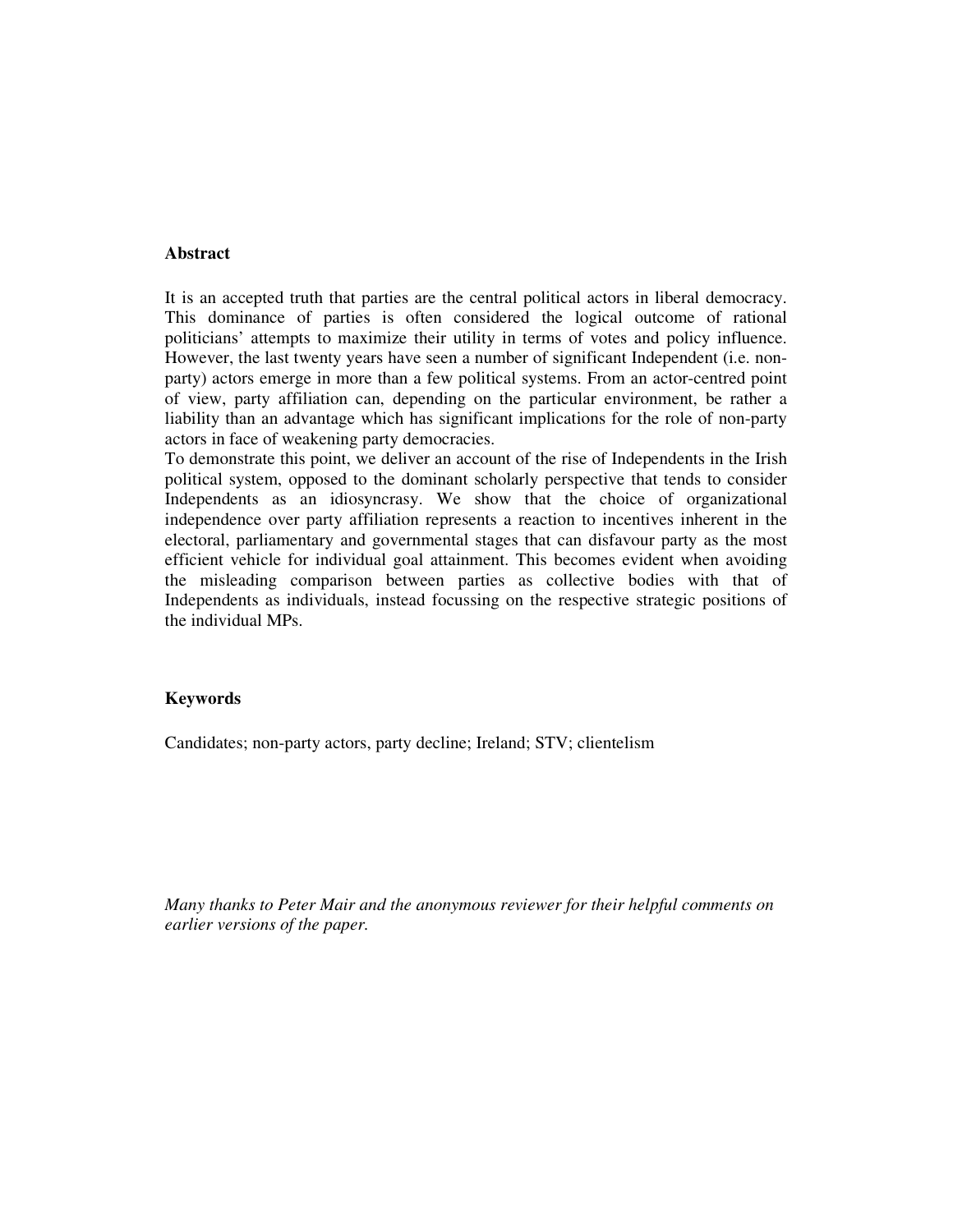**Abstract**

It is an accepted truth that parties are the central political actors in liberal democracy. This dominance of parties is often considered the logical outcome of rational politicians' attempts to maximize their utility in terms of votes and policy influence. However, the last twenty years have seen a number of significant Independent (i.e. non-party) actors emerge in more than a few political systems. From an actor-centred point of view, party affiliation can, depending on the particular environment, be rather a liability than an advantage which has significant implications for the role of non-party actors in face of weakening party democracies.

To demonstrate this point, we deliver an account of the rise of Independents in the Irish political system, opposed to the dominant scholarly perspective that tends to consider Independents as an idiosyncrasy. We show that the choice of organizational independence over party affiliation represents a reaction to incentives inherent in the electoral, parliamentary and governmental stages that can disfavour party as the most efficient vehicle for individual goal attainment. This becomes evident when avoiding the misleading comparison between parties as collective bodies with that of Independents as individuals, instead focussing on the respective strategic positions of the individual MPs.

**Keywords**

Candidates; non-party actors, party decline; Ireland; STV; clientelism

*Many thanks to Peter Mair and the anonymous reviewer for their helpful comments on earlier versions of the paper.*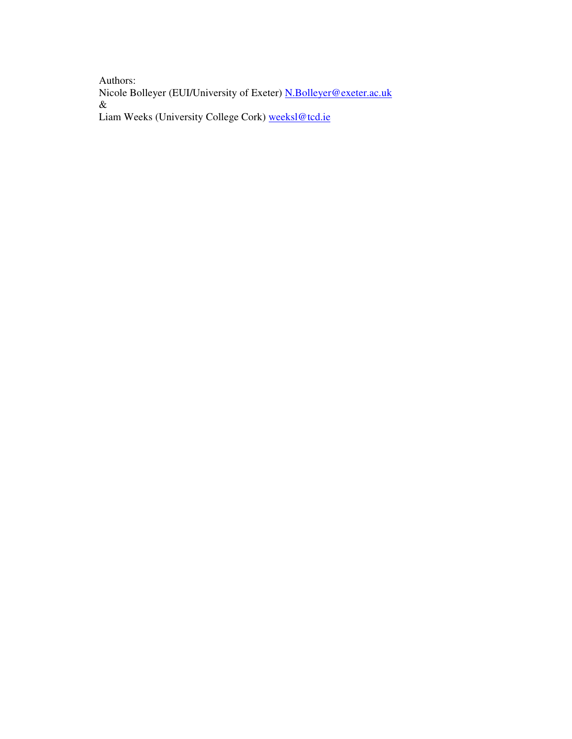Authors:
Nicole Bolleyer (EUI/University of Exeter) N.Bolleyer@exeter.ac.uk
&
Liam Weeks (University College Cork) weeksl@tcd.ie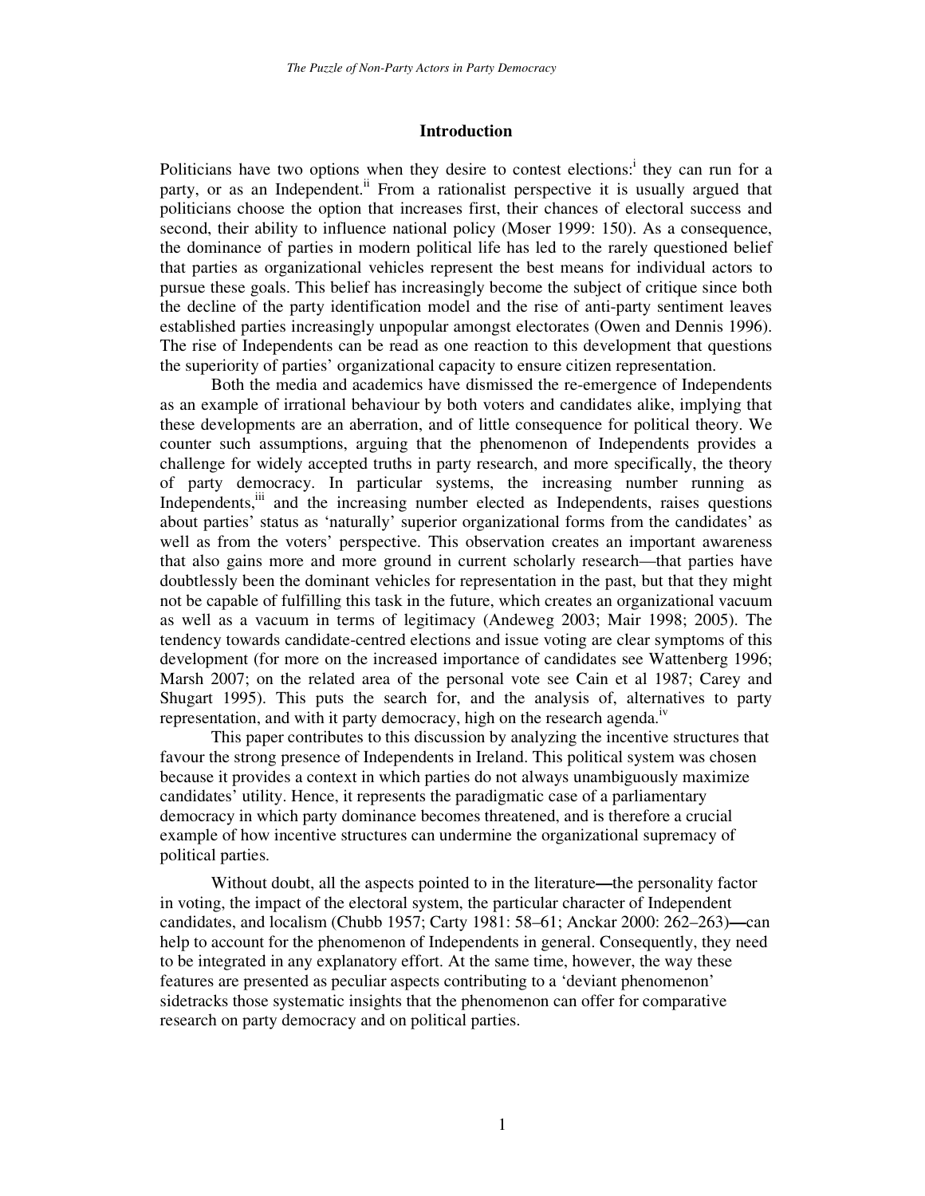## Introduction

Politicians have two options when they desire to contest elections:[i] they can run for a party, or as an Independent.[ii] From a rationalist perspective it is usually argued that politicians choose the option that increases first, their chances of electoral success and second, their ability to influence national policy (Moser 1999: 150). As a consequence, the dominance of parties in modern political life has led to the rarely questioned belief that parties as organizational vehicles represent the best means for individual actors to pursue these goals. This belief has increasingly become the subject of critique since both the decline of the party identification model and the rise of anti-party sentiment leaves established parties increasingly unpopular amongst electorates (Owen and Dennis 1996). The rise of Independents can be read as one reaction to this development that questions the superiority of parties' organizational capacity to ensure citizen representation.

Both the media and academics have dismissed the re-emergence of Independents as an example of irrational behaviour by both voters and candidates alike, implying that these developments are an aberration, and of little consequence for political theory. We counter such assumptions, arguing that the phenomenon of Independents provides a challenge for widely accepted truths in party research, and more specifically, the theory of party democracy. In particular systems, the increasing number running as Independents,[iii] and the increasing number elected as Independents, raises questions about parties' status as 'naturally' superior organizational forms from the candidates' as well as from the voters' perspective. This observation creates an important awareness that also gains more and more ground in current scholarly research—that parties have doubtlessly been the dominant vehicles for representation in the past, but that they might not be capable of fulfilling this task in the future, which creates an organizational vacuum as well as a vacuum in terms of legitimacy (Andeweg 2003; Mair 1998; 2005). The tendency towards candidate-centred elections and issue voting are clear symptoms of this development (for more on the increased importance of candidates see Wattenberg 1996; Marsh 2007; on the related area of the personal vote see Cain et al 1987; Carey and Shugart 1995). This puts the search for, and the analysis of, alternatives to party representation, and with it party democracy, high on the research agenda.[iv]

This paper contributes to this discussion by analyzing the incentive structures that favour the strong presence of Independents in Ireland. This political system was chosen because it provides a context in which parties do not always unambiguously maximize candidates' utility. Hence, it represents the paradigmatic case of a parliamentary democracy in which party dominance becomes threatened, and is therefore a crucial example of how incentive structures can undermine the organizational supremacy of political parties.

Without doubt, all the aspects pointed to in the literature—the personality factor in voting, the impact of the electoral system, the particular character of Independent candidates, and localism (Chubb 1957; Carty 1981: 58–61; Anckar 2000: 262–263)—can help to account for the phenomenon of Independents in general. Consequently, they need to be integrated in any explanatory effort. At the same time, however, the way these features are presented as peculiar aspects contributing to a 'deviant phenomenon' sidetracks those systematic insights that the phenomenon can offer for comparative research on party democracy and on political parties.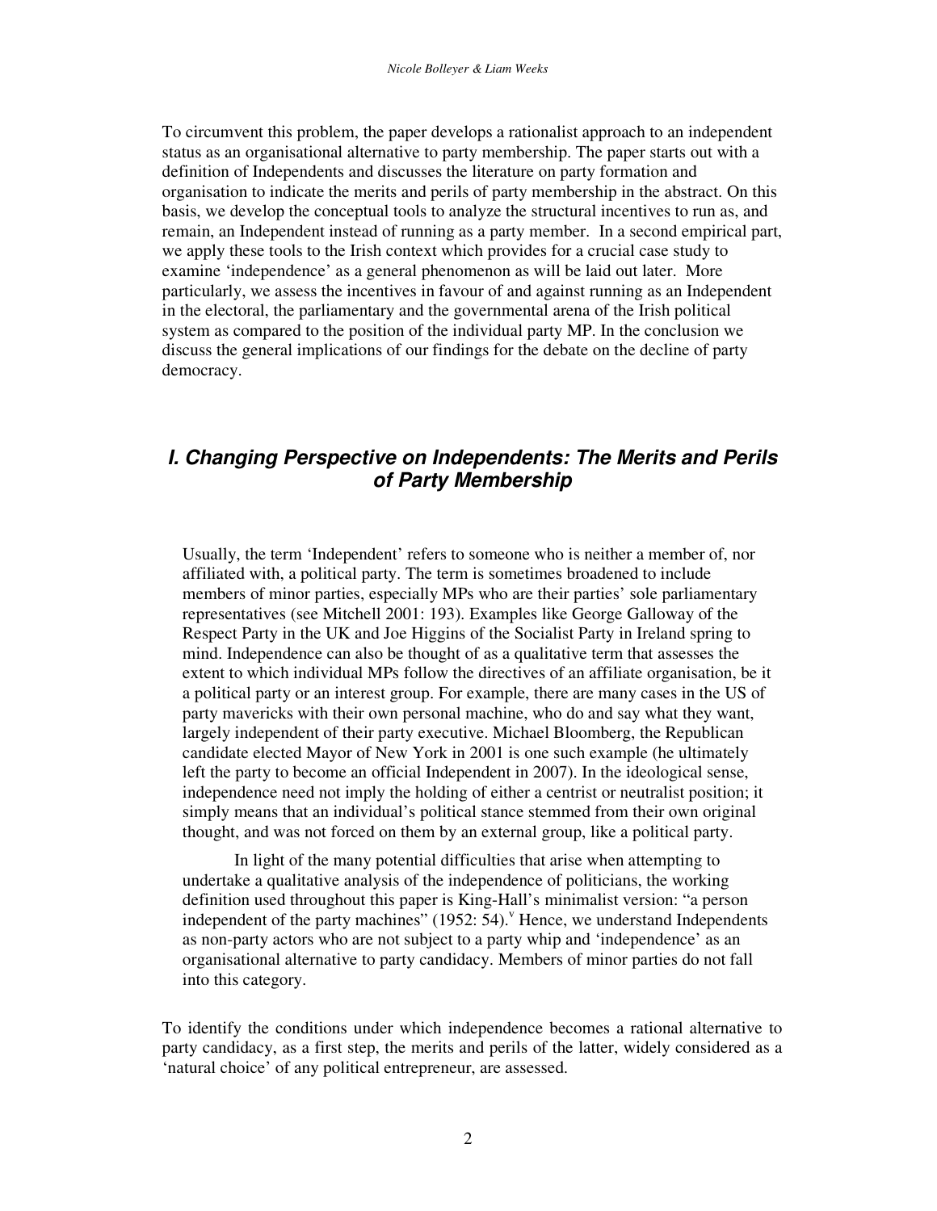To circumvent this problem, the paper develops a rationalist approach to an independent status as an organisational alternative to party membership. The paper starts out with a definition of Independents and discusses the literature on party formation and organisation to indicate the merits and perils of party membership in the abstract. On this basis, we develop the conceptual tools to analyze the structural incentives to run as, and remain, an Independent instead of running as a party member. In a second empirical part, we apply these tools to the Irish context which provides for a crucial case study to examine 'independence' as a general phenomenon as will be laid out later. More particularly, we assess the incentives in favour of and against running as an Independent in the electoral, the parliamentary and the governmental arena of the Irish political system as compared to the position of the individual party MP. In the conclusion we discuss the general implications of our findings for the debate on the decline of party democracy.

## *I. Changing Perspective on Independents: The Merits and Perils of Party Membership*

> Usually, the term 'Independent' refers to someone who is neither a member of, nor affiliated with, a political party. The term is sometimes broadened to include members of minor parties, especially MPs who are their parties' sole parliamentary representatives (see Mitchell 2001: 193). Examples like George Galloway of the Respect Party in the UK and Joe Higgins of the Socialist Party in Ireland spring to mind. Independence can also be thought of as a qualitative term that assesses the extent to which individual MPs follow the directives of an affiliate organisation, be it a political party or an interest group. For example, there are many cases in the US of party mavericks with their own personal machine, who do and say what they want, largely independent of their party executive. Michael Bloomberg, the Republican candidate elected Mayor of New York in 2001 is one such example (he ultimately left the party to become an official Independent in 2007). In the ideological sense, independence need not imply the holding of either a centrist or neutralist position; it simply means that an individual's political stance stemmed from their own original thought, and was not forced on them by an external group, like a political party.
>
> In light of the many potential difficulties that arise when attempting to undertake a qualitative analysis of the independence of politicians, the working definition used throughout this paper is King-Hall's minimalist version: "a person independent of the party machines" (1952: 54).[v] Hence, we understand Independents as non-party actors who are not subject to a party whip and 'independence' as an organisational alternative to party candidacy. Members of minor parties do not fall into this category.

To identify the conditions under which independence becomes a rational alternative to party candidacy, as a first step, the merits and perils of the latter, widely considered as a 'natural choice' of any political entrepreneur, are assessed.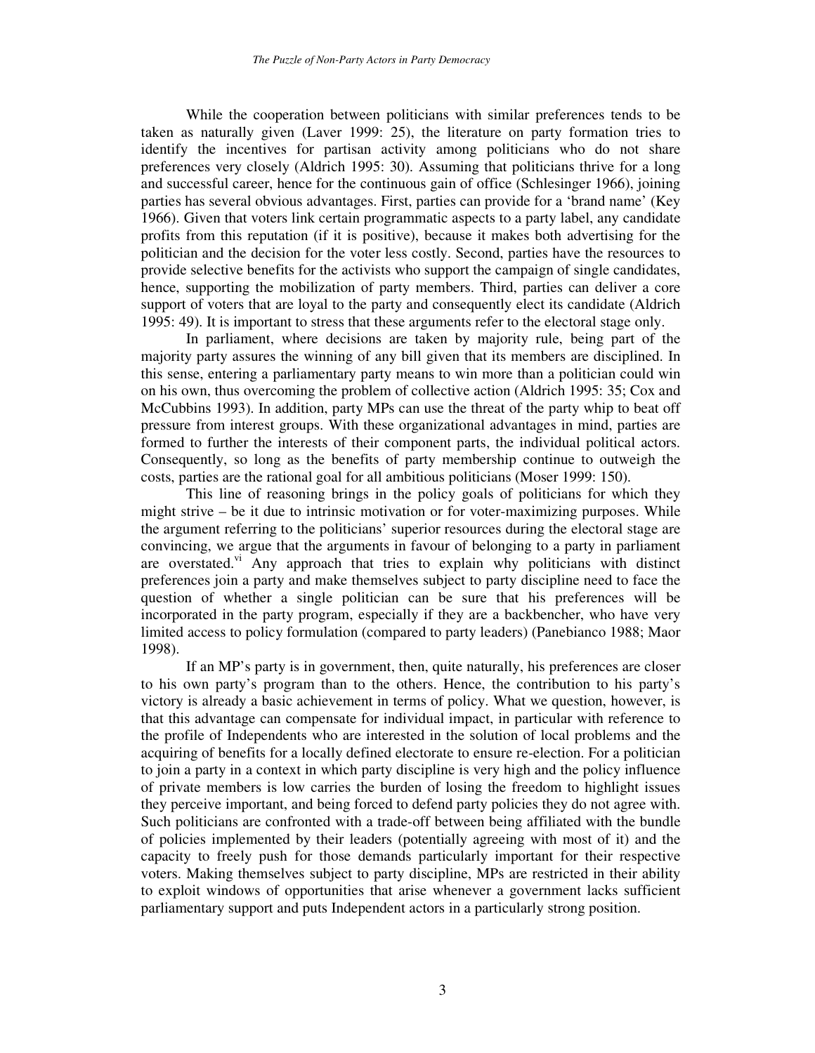While the cooperation between politicians with similar preferences tends to be taken as naturally given (Laver 1999: 25), the literature on party formation tries to identify the incentives for partisan activity among politicians who do not share preferences very closely (Aldrich 1995: 30). Assuming that politicians thrive for a long and successful career, hence for the continuous gain of office (Schlesinger 1966), joining parties has several obvious advantages. First, parties can provide for a 'brand name' (Key 1966). Given that voters link certain programmatic aspects to a party label, any candidate profits from this reputation (if it is positive), because it makes both advertising for the politician and the decision for the voter less costly. Second, parties have the resources to provide selective benefits for the activists who support the campaign of single candidates, hence, supporting the mobilization of party members. Third, parties can deliver a core support of voters that are loyal to the party and consequently elect its candidate (Aldrich 1995: 49). It is important to stress that these arguments refer to the electoral stage only.

In parliament, where decisions are taken by majority rule, being part of the majority party assures the winning of any bill given that its members are disciplined. In this sense, entering a parliamentary party means to win more than a politician could win on his own, thus overcoming the problem of collective action (Aldrich 1995: 35; Cox and McCubbins 1993). In addition, party MPs can use the threat of the party whip to beat off pressure from interest groups. With these organizational advantages in mind, parties are formed to further the interests of their component parts, the individual political actors. Consequently, so long as the benefits of party membership continue to outweigh the costs, parties are the rational goal for all ambitious politicians (Moser 1999: 150).

This line of reasoning brings in the policy goals of politicians for which they might strive – be it due to intrinsic motivation or for voter-maximizing purposes. While the argument referring to the politicians' superior resources during the electoral stage are convincing, we argue that the arguments in favour of belonging to a party in parliament are overstated.[vi] Any approach that tries to explain why politicians with distinct preferences join a party and make themselves subject to party discipline need to face the question of whether a single politician can be sure that his preferences will be incorporated in the party program, especially if they are a backbencher, who have very limited access to policy formulation (compared to party leaders) (Panebianco 1988; Maor 1998).

If an MP's party is in government, then, quite naturally, his preferences are closer to his own party's program than to the others. Hence, the contribution to his party's victory is already a basic achievement in terms of policy. What we question, however, is that this advantage can compensate for individual impact, in particular with reference to the profile of Independents who are interested in the solution of local problems and the acquiring of benefits for a locally defined electorate to ensure re-election. For a politician to join a party in a context in which party discipline is very high and the policy influence of private members is low carries the burden of losing the freedom to highlight issues they perceive important, and being forced to defend party policies they do not agree with. Such politicians are confronted with a trade-off between being affiliated with the bundle of policies implemented by their leaders (potentially agreeing with most of it) and the capacity to freely push for those demands particularly important for their respective voters. Making themselves subject to party discipline, MPs are restricted in their ability to exploit windows of opportunities that arise whenever a government lacks sufficient parliamentary support and puts Independent actors in a particularly strong position.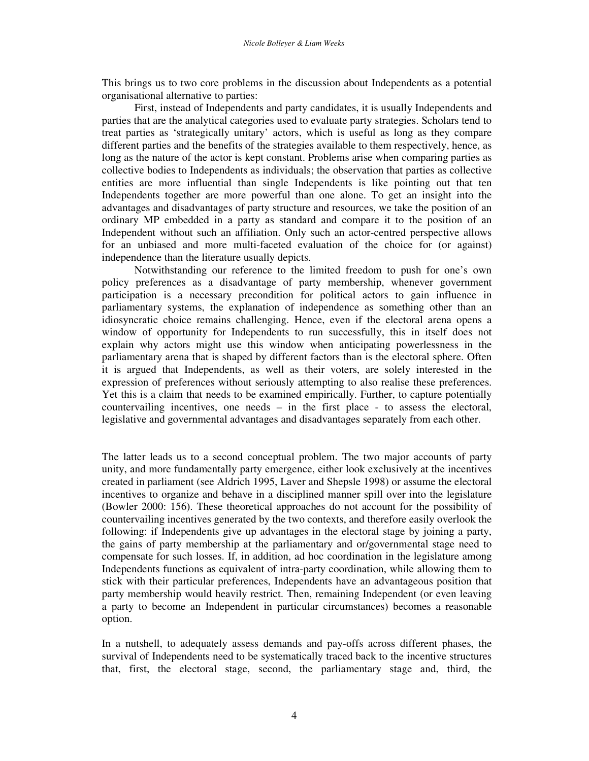This brings us to two core problems in the discussion about Independents as a potential organisational alternative to parties:

First, instead of Independents and party candidates, it is usually Independents and parties that are the analytical categories used to evaluate party strategies. Scholars tend to treat parties as 'strategically unitary' actors, which is useful as long as they compare different parties and the benefits of the strategies available to them respectively, hence, as long as the nature of the actor is kept constant. Problems arise when comparing parties as collective bodies to Independents as individuals; the observation that parties as collective entities are more influential than single Independents is like pointing out that ten Independents together are more powerful than one alone. To get an insight into the advantages and disadvantages of party structure and resources, we take the position of an ordinary MP embedded in a party as standard and compare it to the position of an Independent without such an affiliation. Only such an actor-centred perspective allows for an unbiased and more multi-faceted evaluation of the choice for (or against) independence than the literature usually depicts.

Notwithstanding our reference to the limited freedom to push for one's own policy preferences as a disadvantage of party membership, whenever government participation is a necessary precondition for political actors to gain influence in parliamentary systems, the explanation of independence as something other than an idiosyncratic choice remains challenging. Hence, even if the electoral arena opens a window of opportunity for Independents to run successfully, this in itself does not explain why actors might use this window when anticipating powerlessness in the parliamentary arena that is shaped by different factors than is the electoral sphere. Often it is argued that Independents, as well as their voters, are solely interested in the expression of preferences without seriously attempting to also realise these preferences. Yet this is a claim that needs to be examined empirically. Further, to capture potentially countervailing incentives, one needs – in the first place - to assess the electoral, legislative and governmental advantages and disadvantages separately from each other.

The latter leads us to a second conceptual problem. The two major accounts of party unity, and more fundamentally party emergence, either look exclusively at the incentives created in parliament (see Aldrich 1995, Laver and Shepsle 1998) or assume the electoral incentives to organize and behave in a disciplined manner spill over into the legislature (Bowler 2000: 156). These theoretical approaches do not account for the possibility of countervailing incentives generated by the two contexts, and therefore easily overlook the following: if Independents give up advantages in the electoral stage by joining a party, the gains of party membership at the parliamentary and or/governmental stage need to compensate for such losses. If, in addition, ad hoc coordination in the legislature among Independents functions as equivalent of intra-party coordination, while allowing them to stick with their particular preferences, Independents have an advantageous position that party membership would heavily restrict. Then, remaining Independent (or even leaving a party to become an Independent in particular circumstances) becomes a reasonable option.

In a nutshell, to adequately assess demands and pay-offs across different phases, the survival of Independents need to be systematically traced back to the incentive structures that, first, the electoral stage, second, the parliamentary stage and, third, the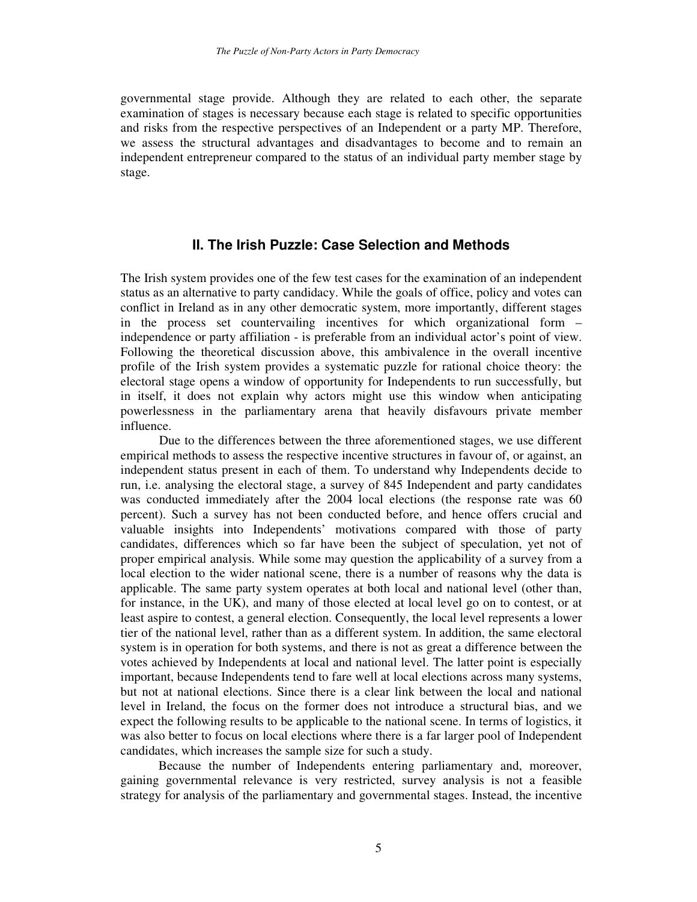governmental stage provide. Although they are related to each other, the separate examination of stages is necessary because each stage is related to specific opportunities and risks from the respective perspectives of an Independent or a party MP. Therefore, we assess the structural advantages and disadvantages to become and to remain an independent entrepreneur compared to the status of an individual party member stage by stage.

## II. The Irish Puzzle: Case Selection and Methods

The Irish system provides one of the few test cases for the examination of an independent status as an alternative to party candidacy. While the goals of office, policy and votes can conflict in Ireland as in any other democratic system, more importantly, different stages in the process set countervailing incentives for which organizational form – independence or party affiliation - is preferable from an individual actor's point of view. Following the theoretical discussion above, this ambivalence in the overall incentive profile of the Irish system provides a systematic puzzle for rational choice theory: the electoral stage opens a window of opportunity for Independents to run successfully, but in itself, it does not explain why actors might use this window when anticipating powerlessness in the parliamentary arena that heavily disfavours private member influence.

Due to the differences between the three aforementioned stages, we use different empirical methods to assess the respective incentive structures in favour of, or against, an independent status present in each of them. To understand why Independents decide to run, i.e. analysing the electoral stage, a survey of 845 Independent and party candidates was conducted immediately after the 2004 local elections (the response rate was 60 percent). Such a survey has not been conducted before, and hence offers crucial and valuable insights into Independents' motivations compared with those of party candidates, differences which so far have been the subject of speculation, yet not of proper empirical analysis. While some may question the applicability of a survey from a local election to the wider national scene, there is a number of reasons why the data is applicable. The same party system operates at both local and national level (other than, for instance, in the UK), and many of those elected at local level go on to contest, or at least aspire to contest, a general election. Consequently, the local level represents a lower tier of the national level, rather than as a different system. In addition, the same electoral system is in operation for both systems, and there is not as great a difference between the votes achieved by Independents at local and national level. The latter point is especially important, because Independents tend to fare well at local elections across many systems, but not at national elections. Since there is a clear link between the local and national level in Ireland, the focus on the former does not introduce a structural bias, and we expect the following results to be applicable to the national scene. In terms of logistics, it was also better to focus on local elections where there is a far larger pool of Independent candidates, which increases the sample size for such a study.

Because the number of Independents entering parliamentary and, moreover, gaining governmental relevance is very restricted, survey analysis is not a feasible strategy for analysis of the parliamentary and governmental stages. Instead, the incentive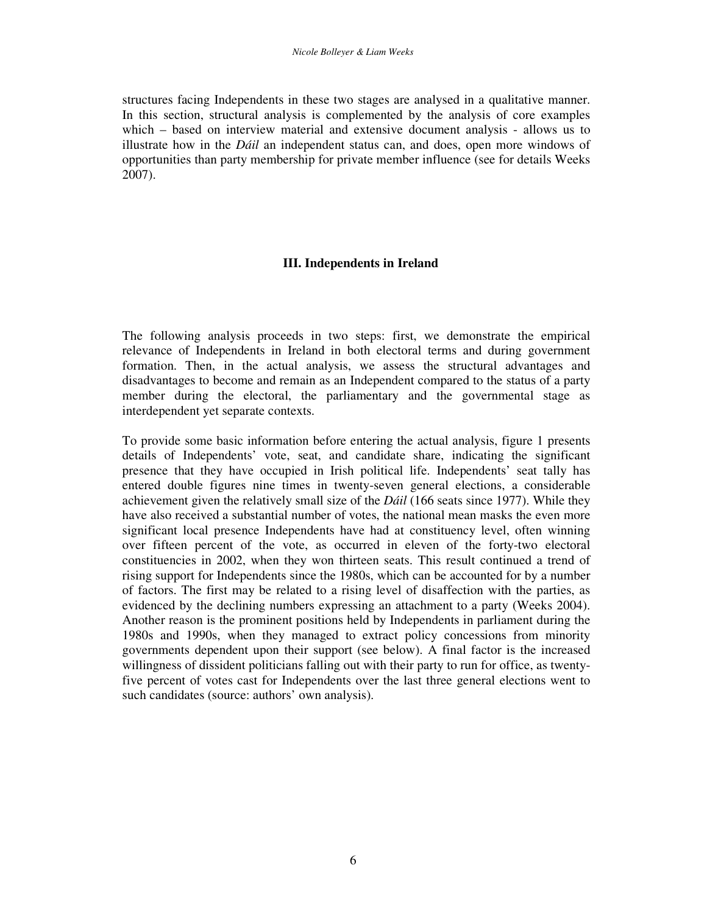structures facing Independents in these two stages are analysed in a qualitative manner. In this section, structural analysis is complemented by the analysis of core examples which – based on interview material and extensive document analysis - allows us to illustrate how in the *Dáil* an independent status can, and does, open more windows of opportunities than party membership for private member influence (see for details Weeks 2007).

## III. Independents in Ireland

The following analysis proceeds in two steps: first, we demonstrate the empirical relevance of Independents in Ireland in both electoral terms and during government formation. Then, in the actual analysis, we assess the structural advantages and disadvantages to become and remain as an Independent compared to the status of a party member during the electoral, the parliamentary and the governmental stage as interdependent yet separate contexts.

To provide some basic information before entering the actual analysis, figure 1 presents details of Independents' vote, seat, and candidate share, indicating the significant presence that they have occupied in Irish political life. Independents' seat tally has entered double figures nine times in twenty-seven general elections, a considerable achievement given the relatively small size of the *Dáil* (166 seats since 1977). While they have also received a substantial number of votes, the national mean masks the even more significant local presence Independents have had at constituency level, often winning over fifteen percent of the vote, as occurred in eleven of the forty-two electoral constituencies in 2002, when they won thirteen seats. This result continued a trend of rising support for Independents since the 1980s, which can be accounted for by a number of factors. The first may be related to a rising level of disaffection with the parties, as evidenced by the declining numbers expressing an attachment to a party (Weeks 2004). Another reason is the prominent positions held by Independents in parliament during the 1980s and 1990s, when they managed to extract policy concessions from minority governments dependent upon their support (see below). A final factor is the increased willingness of dissident politicians falling out with their party to run for office, as twenty-five percent of votes cast for Independents over the last three general elections went to such candidates (source: authors' own analysis).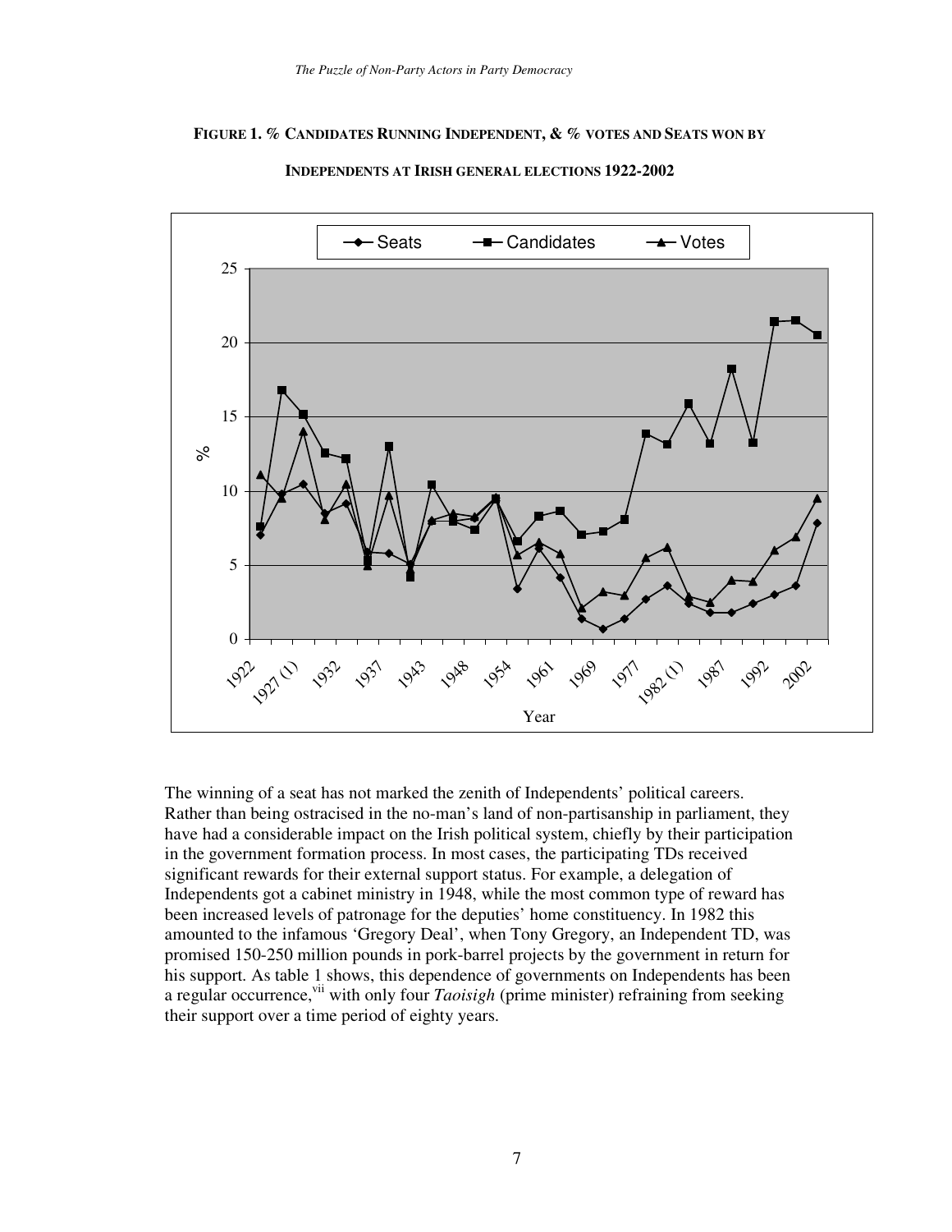**FIGURE 1. % CANDIDATES RUNNING INDEPENDENT, & % VOTES AND SEATS WON BY INDEPENDENTS AT IRISH GENERAL ELECTIONS 1922-2002**

The winning of a seat has not marked the zenith of Independents' political careers. Rather than being ostracised in the no-man's land of non-partisanship in parliament, they have had a considerable impact on the Irish political system, chiefly by their participation in the government formation process. In most cases, the participating TDs received significant rewards for their external support status. For example, a delegation of Independents got a cabinet ministry in 1948, while the most common type of reward has been increased levels of patronage for the deputies' home constituency. In 1982 this amounted to the infamous 'Gregory Deal', when Tony Gregory, an Independent TD, was promised 150-250 million pounds in pork-barrel projects by the government in return for his support. As table 1 shows, this dependence of governments on Independents has been a regular occurrence,[vii] with only four *Taoisigh* (prime minister) refraining from seeking their support over a time period of eighty years.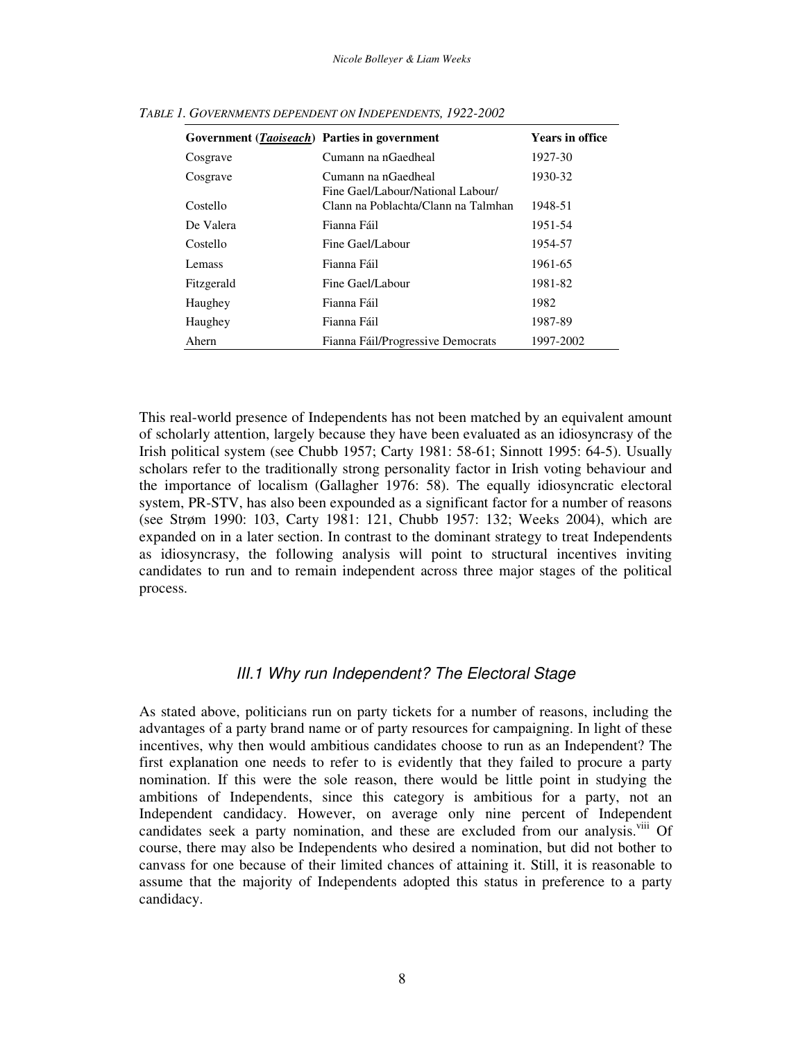*TABLE 1. GOVERNMENTS DEPENDENT ON INDEPENDENTS, 1922-2002*

| Government (*Taoiseach*) | Parties in government | Years in office |
|---|---|---|
| Cosgrave | Cumann na nGaedheal | 1927-30 |
| Cosgrave | Cumann na nGaedheal | 1930-32 |
| Costello | Fine Gael/Labour/National Labour/ Clann na Poblachta/Clann na Talmhan | 1948-51 |
| De Valera | Fianna Fáil | 1951-54 |
| Costello | Fine Gael/Labour | 1954-57 |
| Lemass | Fianna Fáil | 1961-65 |
| Fitzgerald | Fine Gael/Labour | 1981-82 |
| Haughey | Fianna Fáil | 1982 |
| Haughey | Fianna Fáil | 1987-89 |
| Ahern | Fianna Fáil/Progressive Democrats | 1997-2002 |

This real-world presence of Independents has not been matched by an equivalent amount of scholarly attention, largely because they have been evaluated as an idiosyncrasy of the Irish political system (see Chubb 1957; Carty 1981: 58-61; Sinnott 1995: 64-5). Usually scholars refer to the traditionally strong personality factor in Irish voting behaviour and the importance of localism (Gallagher 1976: 58). The equally idiosyncratic electoral system, PR-STV, has also been expounded as a significant factor for a number of reasons (see Strøm 1990: 103, Carty 1981: 121, Chubb 1957: 132; Weeks 2004), which are expanded on in a later section. In contrast to the dominant strategy to treat Independents as idiosyncrasy, the following analysis will point to structural incentives inviting candidates to run and to remain independent across three major stages of the political process.

### *III.1 Why run Independent? The Electoral Stage*

As stated above, politicians run on party tickets for a number of reasons, including the advantages of a party brand name or of party resources for campaigning. In light of these incentives, why then would ambitious candidates choose to run as an Independent? The first explanation one needs to refer to is evidently that they failed to procure a party nomination. If this were the sole reason, there would be little point in studying the ambitions of Independents, since this category is ambitious for a party, not an Independent candidacy. However, on average only nine percent of Independent candidates seek a party nomination, and these are excluded from our analysis.[viii] Of course, there may also be Independents who desired a nomination, but did not bother to canvass for one because of their limited chances of attaining it. Still, it is reasonable to assume that the majority of Independents adopted this status in preference to a party candidacy.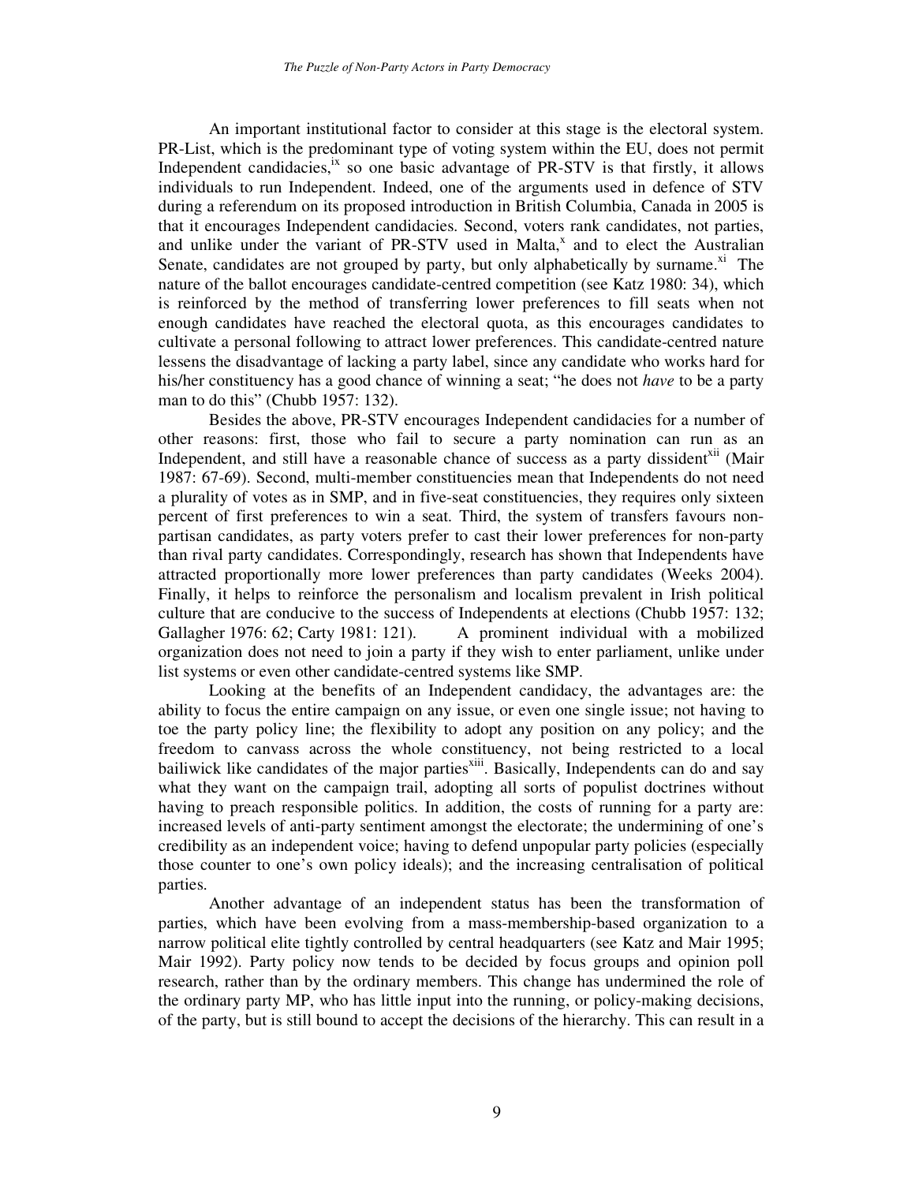An important institutional factor to consider at this stage is the electoral system. PR-List, which is the predominant type of voting system within the EU, does not permit Independent candidacies,[ix] so one basic advantage of PR-STV is that firstly, it allows individuals to run Independent. Indeed, one of the arguments used in defence of STV during a referendum on its proposed introduction in British Columbia, Canada in 2005 is that it encourages Independent candidacies. Second, voters rank candidates, not parties, and unlike under the variant of PR-STV used in Malta,[x] and to elect the Australian Senate, candidates are not grouped by party, but only alphabetically by surname.[xi] The nature of the ballot encourages candidate-centred competition (see Katz 1980: 34), which is reinforced by the method of transferring lower preferences to fill seats when not enough candidates have reached the electoral quota, as this encourages candidates to cultivate a personal following to attract lower preferences. This candidate-centred nature lessens the disadvantage of lacking a party label, since any candidate who works hard for his/her constituency has a good chance of winning a seat; "he does not *have* to be a party man to do this" (Chubb 1957: 132).

Besides the above, PR-STV encourages Independent candidacies for a number of other reasons: first, those who fail to secure a party nomination can run as an Independent, and still have a reasonable chance of success as a party dissident[xii] (Mair 1987: 67-69). Second, multi-member constituencies mean that Independents do not need a plurality of votes as in SMP, and in five-seat constituencies, they requires only sixteen percent of first preferences to win a seat. Third, the system of transfers favours non-partisan candidates, as party voters prefer to cast their lower preferences for non-party than rival party candidates. Correspondingly, research has shown that Independents have attracted proportionally more lower preferences than party candidates (Weeks 2004). Finally, it helps to reinforce the personalism and localism prevalent in Irish political culture that are conducive to the success of Independents at elections (Chubb 1957: 132; Gallagher 1976: 62; Carty 1981: 121). A prominent individual with a mobilized organization does not need to join a party if they wish to enter parliament, unlike under list systems or even other candidate-centred systems like SMP.

Looking at the benefits of an Independent candidacy, the advantages are: the ability to focus the entire campaign on any issue, or even one single issue; not having to toe the party policy line; the flexibility to adopt any position on any policy; and the freedom to canvass across the whole constituency, not being restricted to a local bailiwick like candidates of the major parties[xiii]. Basically, Independents can do and say what they want on the campaign trail, adopting all sorts of populist doctrines without having to preach responsible politics. In addition, the costs of running for a party are: increased levels of anti-party sentiment amongst the electorate; the undermining of one's credibility as an independent voice; having to defend unpopular party policies (especially those counter to one's own policy ideals); and the increasing centralisation of political parties.

Another advantage of an independent status has been the transformation of parties, which have been evolving from a mass-membership-based organization to a narrow political elite tightly controlled by central headquarters (see Katz and Mair 1995; Mair 1992). Party policy now tends to be decided by focus groups and opinion poll research, rather than by the ordinary members. This change has undermined the role of the ordinary party MP, who has little input into the running, or policy-making decisions, of the party, but is still bound to accept the decisions of the hierarchy. This can result in a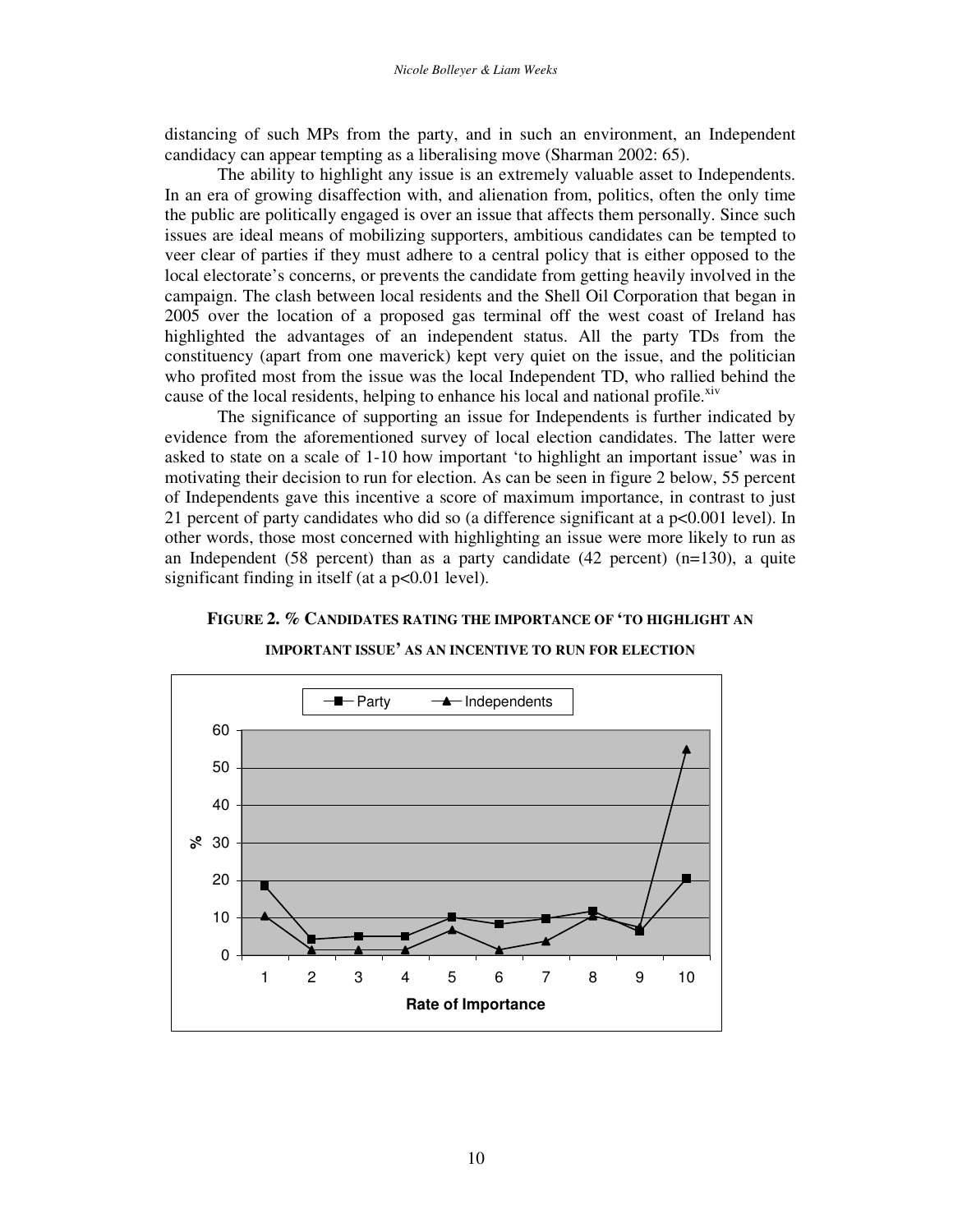distancing of such MPs from the party, and in such an environment, an Independent candidacy can appear tempting as a liberalising move (Sharman 2002: 65).

The ability to highlight any issue is an extremely valuable asset to Independents. In an era of growing disaffection with, and alienation from, politics, often the only time the public are politically engaged is over an issue that affects them personally. Since such issues are ideal means of mobilizing supporters, ambitious candidates can be tempted to veer clear of parties if they must adhere to a central policy that is either opposed to the local electorate's concerns, or prevents the candidate from getting heavily involved in the campaign. The clash between local residents and the Shell Oil Corporation that began in 2005 over the location of a proposed gas terminal off the west coast of Ireland has highlighted the advantages of an independent status. All the party TDs from the constituency (apart from one maverick) kept very quiet on the issue, and the politician who profited most from the issue was the local Independent TD, who rallied behind the cause of the local residents, helping to enhance his local and national profile.[xiv]

The significance of supporting an issue for Independents is further indicated by evidence from the aforementioned survey of local election candidates. The latter were asked to state on a scale of 1-10 how important 'to highlight an important issue' was in motivating their decision to run for election. As can be seen in figure 2 below, 55 percent of Independents gave this incentive a score of maximum importance, in contrast to just 21 percent of party candidates who did so (a difference significant at a $p<0.001$ level). In other words, those most concerned with highlighting an issue were more likely to run as an Independent (58 percent) than as a party candidate (42 percent) (n=130), a quite significant finding in itself (at a $p<0.01$ level).

**FIGURE 2. % CANDIDATES RATING THE IMPORTANCE OF 'TO HIGHLIGHT AN IMPORTANT ISSUE' AS AN INCENTIVE TO RUN FOR ELECTION**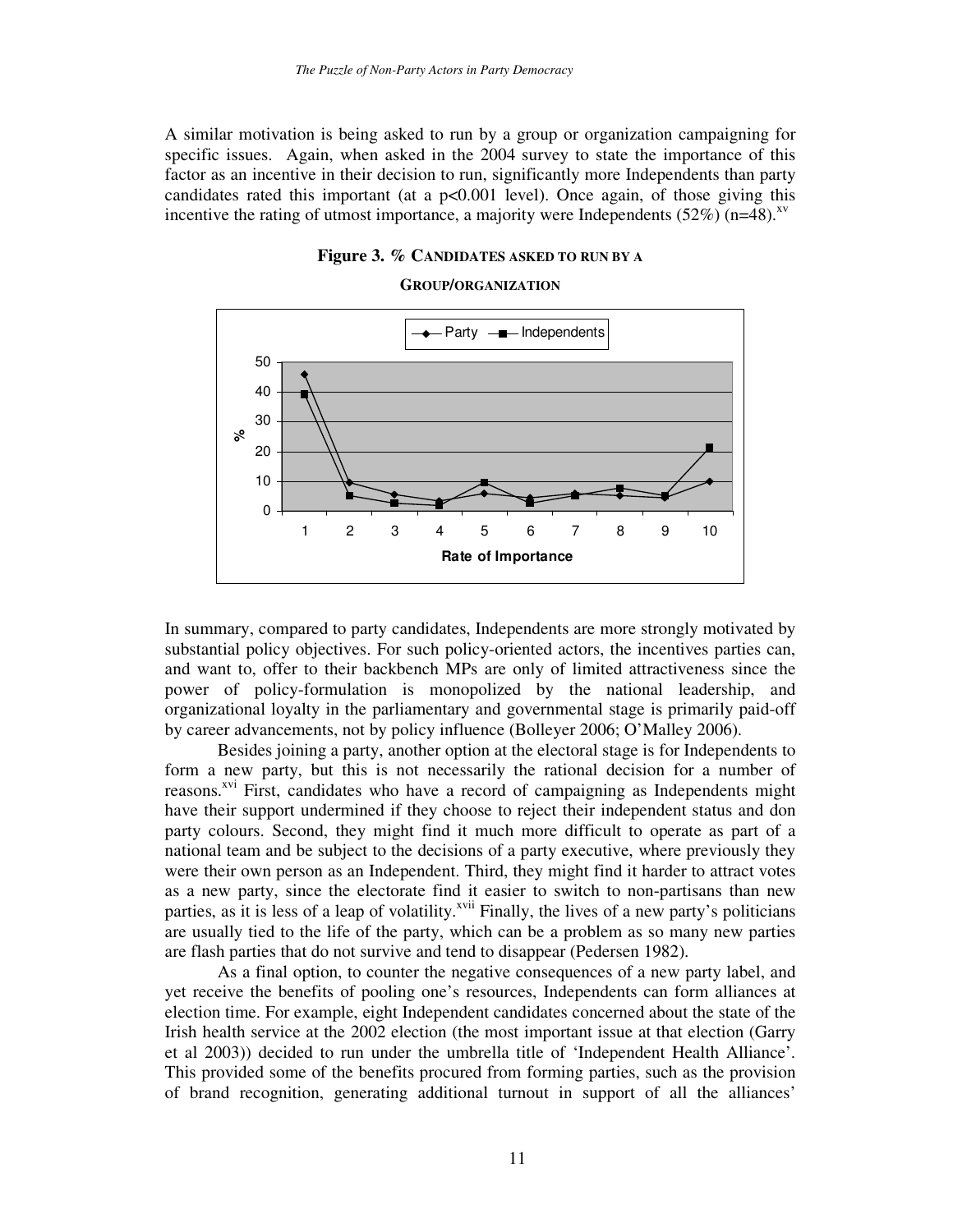A similar motivation is being asked to run by a group or organization campaigning for specific issues. Again, when asked in the 2004 survey to state the importance of this factor as an incentive in their decision to run, significantly more Independents than party candidates rated this important (at a $p<0.001$ level). Once again, of those giving this incentive the rating of utmost importance, a majority were Independents (52%) (n=48).[xv]

**Figure 3. % CANDIDATES ASKED TO RUN BY A GROUP/ORGANIZATION**

In summary, compared to party candidates, Independents are more strongly motivated by substantial policy objectives. For such policy-oriented actors, the incentives parties can, and want to, offer to their backbench MPs are only of limited attractiveness since the power of policy-formulation is monopolized by the national leadership, and organizational loyalty in the parliamentary and governmental stage is primarily paid-off by career advancements, not by policy influence (Bolleyer 2006; O'Malley 2006).

Besides joining a party, another option at the electoral stage is for Independents to form a new party, but this is not necessarily the rational decision for a number of reasons.[xvi] First, candidates who have a record of campaigning as Independents might have their support undermined if they choose to reject their independent status and don party colours. Second, they might find it much more difficult to operate as part of a national team and be subject to the decisions of a party executive, where previously they were their own person as an Independent. Third, they might find it harder to attract votes as a new party, since the electorate find it easier to switch to non-partisans than new parties, as it is less of a leap of volatility.[xvii] Finally, the lives of a new party's politicians are usually tied to the life of the party, which can be a problem as so many new parties are flash parties that do not survive and tend to disappear (Pedersen 1982).

As a final option, to counter the negative consequences of a new party label, and yet receive the benefits of pooling one's resources, Independents can form alliances at election time. For example, eight Independent candidates concerned about the state of the Irish health service at the 2002 election (the most important issue at that election (Garry et al 2003)) decided to run under the umbrella title of 'Independent Health Alliance'. This provided some of the benefits procured from forming parties, such as the provision of brand recognition, generating additional turnout in support of all the alliances'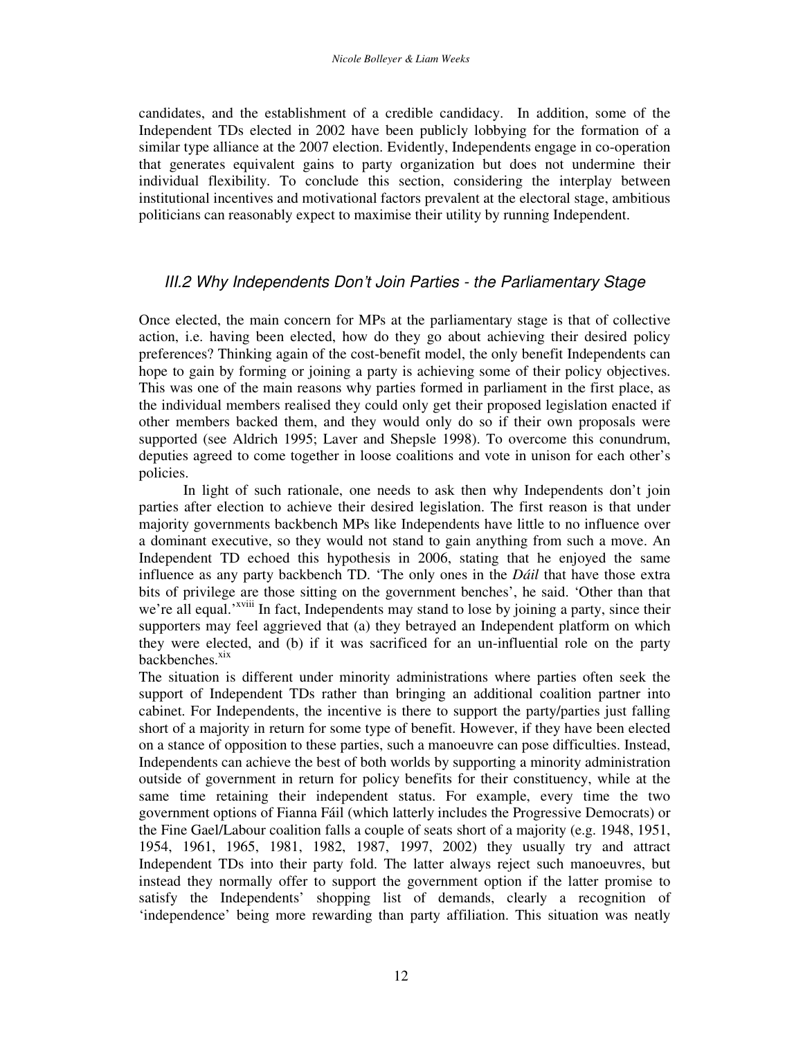candidates, and the establishment of a credible candidacy. In addition, some of the Independent TDs elected in 2002 have been publicly lobbying for the formation of a similar type alliance at the 2007 election. Evidently, Independents engage in co-operation that generates equivalent gains to party organization but does not undermine their individual flexibility. To conclude this section, considering the interplay between institutional incentives and motivational factors prevalent at the electoral stage, ambitious politicians can reasonably expect to maximise their utility by running Independent.

### *III.2 Why Independents Don't Join Parties - the Parliamentary Stage*

Once elected, the main concern for MPs at the parliamentary stage is that of collective action, i.e. having been elected, how do they go about achieving their desired policy preferences? Thinking again of the cost-benefit model, the only benefit Independents can hope to gain by forming or joining a party is achieving some of their policy objectives. This was one of the main reasons why parties formed in parliament in the first place, as the individual members realised they could only get their proposed legislation enacted if other members backed them, and they would only do so if their own proposals were supported (see Aldrich 1995; Laver and Shepsle 1998). To overcome this conundrum, deputies agreed to come together in loose coalitions and vote in unison for each other's policies.

In light of such rationale, one needs to ask then why Independents don't join parties after election to achieve their desired legislation. The first reason is that under majority governments backbench MPs like Independents have little to no influence over a dominant executive, so they would not stand to gain anything from such a move. An Independent TD echoed this hypothesis in 2006, stating that he enjoyed the same influence as any party backbench TD. 'The only ones in the *Dáil* that have those extra bits of privilege are those sitting on the government benches', he said. 'Other than that we're all equal.'[xviii] In fact, Independents may stand to lose by joining a party, since their supporters may feel aggrieved that (a) they betrayed an Independent platform on which they were elected, and (b) if it was sacrificed for an un-influential role on the party backbenches.[xix]

The situation is different under minority administrations where parties often seek the support of Independent TDs rather than bringing an additional coalition partner into cabinet. For Independents, the incentive is there to support the party/parties just falling short of a majority in return for some type of benefit. However, if they have been elected on a stance of opposition to these parties, such a manoeuvre can pose difficulties. Instead, Independents can achieve the best of both worlds by supporting a minority administration outside of government in return for policy benefits for their constituency, while at the same time retaining their independent status. For example, every time the two government options of Fianna Fáil (which latterly includes the Progressive Democrats) or the Fine Gael/Labour coalition falls a couple of seats short of a majority (e.g. 1948, 1951, 1954, 1961, 1965, 1981, 1982, 1987, 1997, 2002) they usually try and attract Independent TDs into their party fold. The latter always reject such manoeuvres, but instead they normally offer to support the government option if the latter promise to satisfy the Independents' shopping list of demands, clearly a recognition of 'independence' being more rewarding than party affiliation. This situation was neatly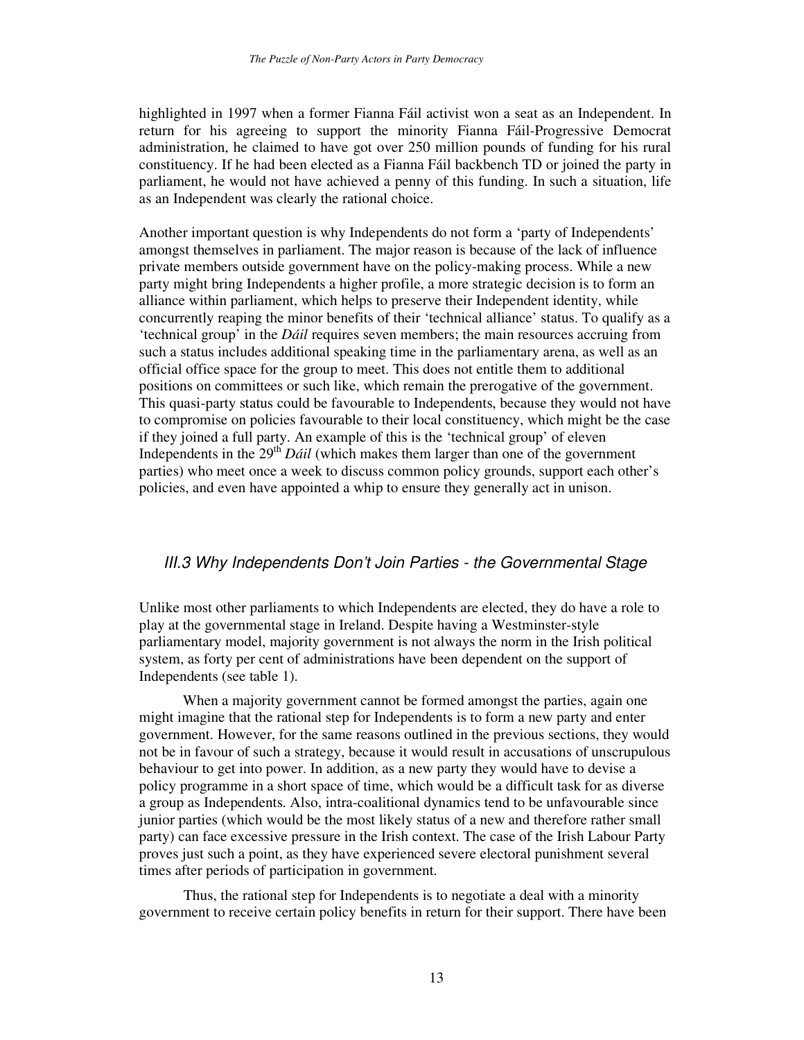highlighted in 1997 when a former Fianna Fáil activist won a seat as an Independent. In return for his agreeing to support the minority Fianna Fáil-Progressive Democrat administration, he claimed to have got over 250 million pounds of funding for his rural constituency. If he had been elected as a Fianna Fáil backbench TD or joined the party in parliament, he would not have achieved a penny of this funding. In such a situation, life as an Independent was clearly the rational choice.

Another important question is why Independents do not form a 'party of Independents' amongst themselves in parliament. The major reason is because of the lack of influence private members outside government have on the policy-making process. While a new party might bring Independents a higher profile, a more strategic decision is to form an alliance within parliament, which helps to preserve their Independent identity, while concurrently reaping the minor benefits of their 'technical alliance' status. To qualify as a 'technical group' in the *Dáil* requires seven members; the main resources accruing from such a status includes additional speaking time in the parliamentary arena, as well as an official office space for the group to meet. This does not entitle them to additional positions on committees or such like, which remain the prerogative of the government. This quasi-party status could be favourable to Independents, because they would not have to compromise on policies favourable to their local constituency, which might be the case if they joined a full party. An example of this is the 'technical group' of eleven Independents in the 29th *Dáil* (which makes them larger than one of the government parties) who meet once a week to discuss common policy grounds, support each other's policies, and even have appointed a whip to ensure they generally act in unison.

## III.3 Why Independents Don't Join Parties - the Governmental Stage

Unlike most other parliaments to which Independents are elected, they do have a role to play at the governmental stage in Ireland. Despite having a Westminster-style parliamentary model, majority government is not always the norm in the Irish political system, as forty per cent of administrations have been dependent on the support of Independents (see table 1).

When a majority government cannot be formed amongst the parties, again one might imagine that the rational step for Independents is to form a new party and enter government. However, for the same reasons outlined in the previous sections, they would not be in favour of such a strategy, because it would result in accusations of unscrupulous behaviour to get into power. In addition, as a new party they would have to devise a policy programme in a short space of time, which would be a difficult task for as diverse a group as Independents. Also, intra-coalitional dynamics tend to be unfavourable since junior parties (which would be the most likely status of a new and therefore rather small party) can face excessive pressure in the Irish context. The case of the Irish Labour Party proves just such a point, as they have experienced severe electoral punishment several times after periods of participation in government.

Thus, the rational step for Independents is to negotiate a deal with a minority government to receive certain policy benefits in return for their support. There have been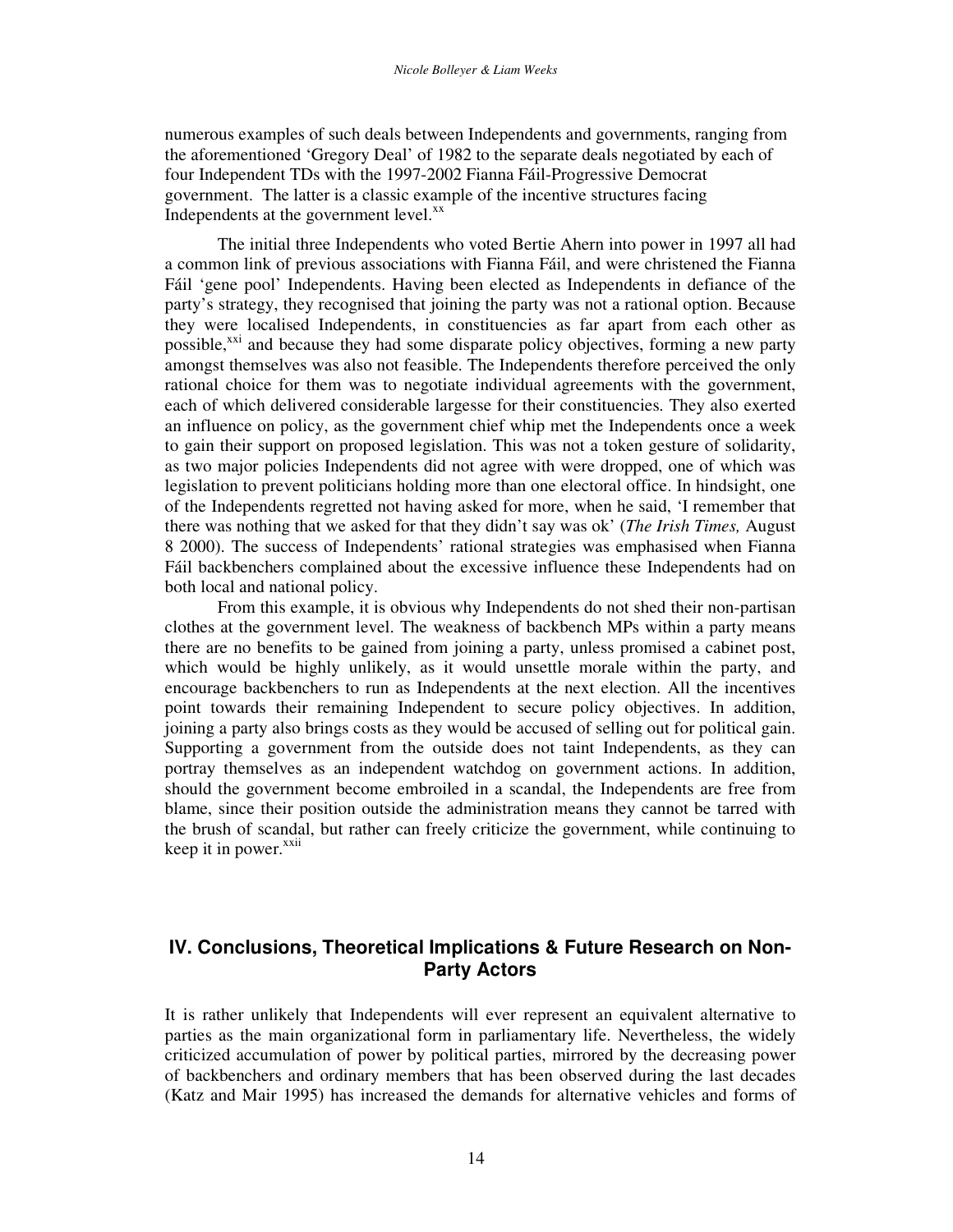numerous examples of such deals between Independents and governments, ranging from the aforementioned 'Gregory Deal' of 1982 to the separate deals negotiated by each of four Independent TDs with the 1997-2002 Fianna Fáil-Progressive Democrat government. The latter is a classic example of the incentive structures facing Independents at the government level.[xx]

The initial three Independents who voted Bertie Ahern into power in 1997 all had a common link of previous associations with Fianna Fáil, and were christened the Fianna Fáil 'gene pool' Independents. Having been elected as Independents in defiance of the party's strategy, they recognised that joining the party was not a rational option. Because they were localised Independents, in constituencies as far apart from each other as possible,[xxi] and because they had some disparate policy objectives, forming a new party amongst themselves was also not feasible. The Independents therefore perceived the only rational choice for them was to negotiate individual agreements with the government, each of which delivered considerable largesse for their constituencies. They also exerted an influence on policy, as the government chief whip met the Independents once a week to gain their support on proposed legislation. This was not a token gesture of solidarity, as two major policies Independents did not agree with were dropped, one of which was legislation to prevent politicians holding more than one electoral office. In hindsight, one of the Independents regretted not having asked for more, when he said, 'I remember that there was nothing that we asked for that they didn't say was ok' (*The Irish Times,* August 8 2000). The success of Independents' rational strategies was emphasised when Fianna Fáil backbenchers complained about the excessive influence these Independents had on both local and national policy.

From this example, it is obvious why Independents do not shed their non-partisan clothes at the government level. The weakness of backbench MPs within a party means there are no benefits to be gained from joining a party, unless promised a cabinet post, which would be highly unlikely, as it would unsettle morale within the party, and encourage backbenchers to run as Independents at the next election. All the incentives point towards their remaining Independent to secure policy objectives. In addition, joining a party also brings costs as they would be accused of selling out for political gain. Supporting a government from the outside does not taint Independents, as they can portray themselves as an independent watchdog on government actions. In addition, should the government become embroiled in a scandal, the Independents are free from blame, since their position outside the administration means they cannot be tarred with the brush of scandal, but rather can freely criticize the government, while continuing to keep it in power.[xxii]

## IV. Conclusions, Theoretical Implications & Future Research on Non-Party Actors

It is rather unlikely that Independents will ever represent an equivalent alternative to parties as the main organizational form in parliamentary life. Nevertheless, the widely criticized accumulation of power by political parties, mirrored by the decreasing power of backbenchers and ordinary members that has been observed during the last decades (Katz and Mair 1995) has increased the demands for alternative vehicles and forms of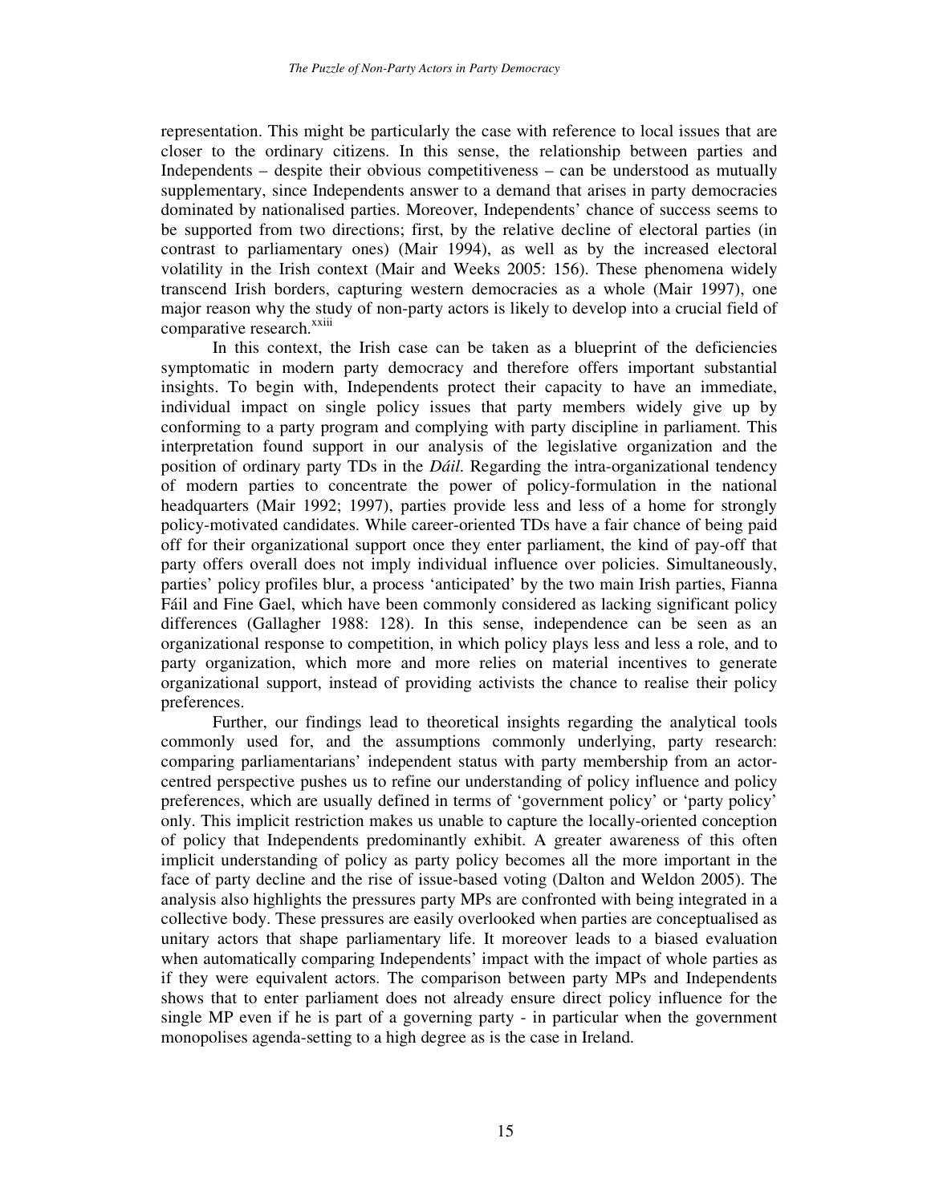representation. This might be particularly the case with reference to local issues that are closer to the ordinary citizens. In this sense, the relationship between parties and Independents – despite their obvious competitiveness – can be understood as mutually supplementary, since Independents answer to a demand that arises in party democracies dominated by nationalised parties. Moreover, Independents' chance of success seems to be supported from two directions; first, by the relative decline of electoral parties (in contrast to parliamentary ones) (Mair 1994), as well as by the increased electoral volatility in the Irish context (Mair and Weeks 2005: 156). These phenomena widely transcend Irish borders, capturing western democracies as a whole (Mair 1997), one major reason why the study of non-party actors is likely to develop into a crucial field of comparative research.[xxiii]

In this context, the Irish case can be taken as a blueprint of the deficiencies symptomatic in modern party democracy and therefore offers important substantial insights. To begin with, Independents protect their capacity to have an immediate, individual impact on single policy issues that party members widely give up by conforming to a party program and complying with party discipline in parliament. This interpretation found support in our analysis of the legislative organization and the position of ordinary party TDs in the *Dáil*. Regarding the intra-organizational tendency of modern parties to concentrate the power of policy-formulation in the national headquarters (Mair 1992; 1997), parties provide less and less of a home for strongly policy-motivated candidates. While career-oriented TDs have a fair chance of being paid off for their organizational support once they enter parliament, the kind of pay-off that party offers overall does not imply individual influence over policies. Simultaneously, parties' policy profiles blur, a process 'anticipated' by the two main Irish parties, Fianna Fáil and Fine Gael, which have been commonly considered as lacking significant policy differences (Gallagher 1988: 128). In this sense, independence can be seen as an organizational response to competition, in which policy plays less and less a role, and to party organization, which more and more relies on material incentives to generate organizational support, instead of providing activists the chance to realise their policy preferences.

Further, our findings lead to theoretical insights regarding the analytical tools commonly used for, and the assumptions commonly underlying, party research: comparing parliamentarians' independent status with party membership from an actor-centred perspective pushes us to refine our understanding of policy influence and policy preferences, which are usually defined in terms of 'government policy' or 'party policy' only. This implicit restriction makes us unable to capture the locally-oriented conception of policy that Independents predominantly exhibit. A greater awareness of this often implicit understanding of policy as party policy becomes all the more important in the face of party decline and the rise of issue-based voting (Dalton and Weldon 2005). The analysis also highlights the pressures party MPs are confronted with being integrated in a collective body. These pressures are easily overlooked when parties are conceptualised as unitary actors that shape parliamentary life. It moreover leads to a biased evaluation when automatically comparing Independents' impact with the impact of whole parties as if they were equivalent actors. The comparison between party MPs and Independents shows that to enter parliament does not already ensure direct policy influence for the single MP even if he is part of a governing party - in particular when the government monopolises agenda-setting to a high degree as is the case in Ireland.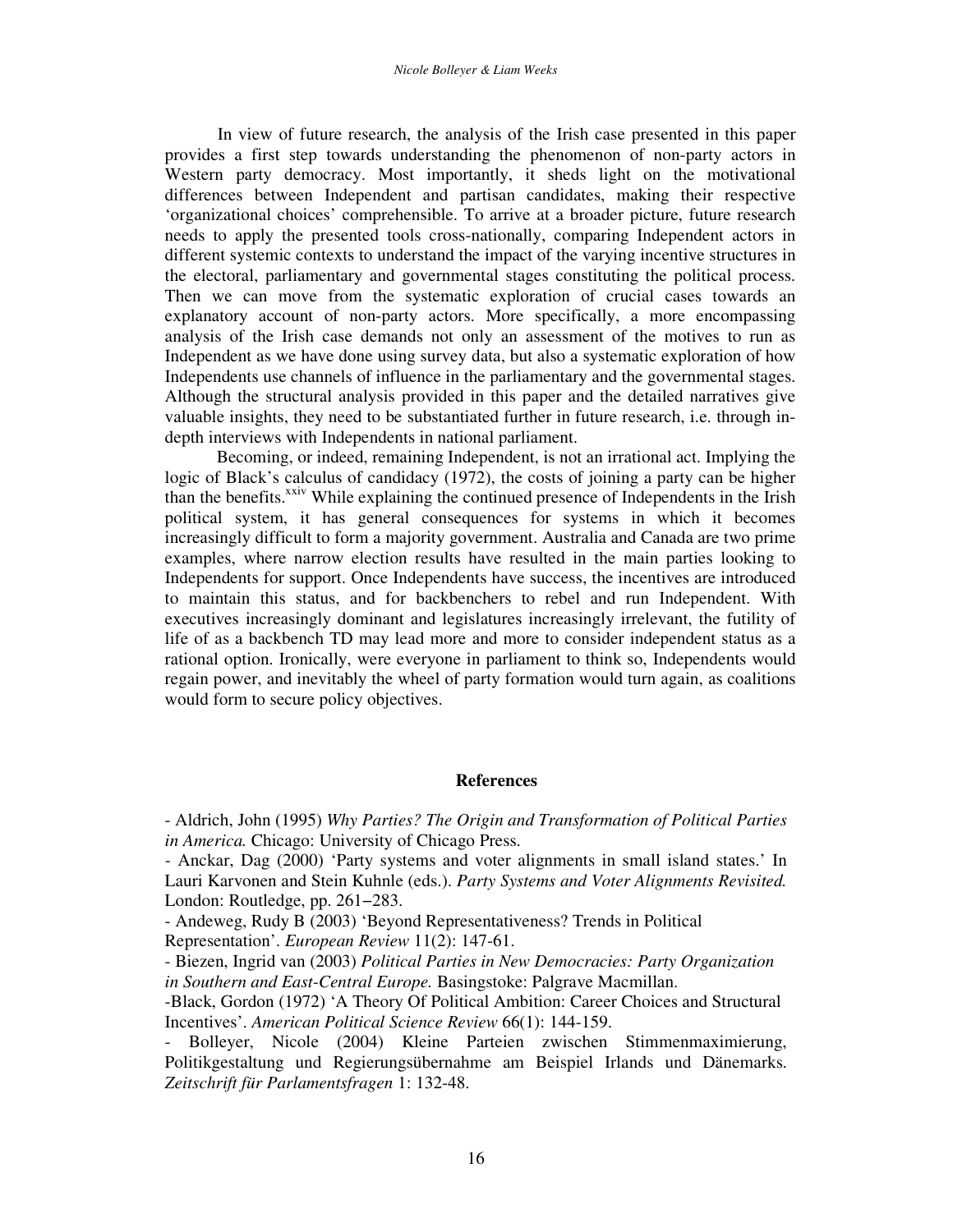In view of future research, the analysis of the Irish case presented in this paper provides a first step towards understanding the phenomenon of non-party actors in Western party democracy. Most importantly, it sheds light on the motivational differences between Independent and partisan candidates, making their respective 'organizational choices' comprehensible. To arrive at a broader picture, future research needs to apply the presented tools cross-nationally, comparing Independent actors in different systemic contexts to understand the impact of the varying incentive structures in the electoral, parliamentary and governmental stages constituting the political process. Then we can move from the systematic exploration of crucial cases towards an explanatory account of non-party actors. More specifically, a more encompassing analysis of the Irish case demands not only an assessment of the motives to run as Independent as we have done using survey data, but also a systematic exploration of how Independents use channels of influence in the parliamentary and the governmental stages. Although the structural analysis provided in this paper and the detailed narratives give valuable insights, they need to be substantiated further in future research, i.e. through in-depth interviews with Independents in national parliament.

Becoming, or indeed, remaining Independent, is not an irrational act. Implying the logic of Black's calculus of candidacy (1972), the costs of joining a party can be higher than the benefits.[xxiv] While explaining the continued presence of Independents in the Irish political system, it has general consequences for systems in which it becomes increasingly difficult to form a majority government. Australia and Canada are two prime examples, where narrow election results have resulted in the main parties looking to Independents for support. Once Independents have success, the incentives are introduced to maintain this status, and for backbenchers to rebel and run Independent. With executives increasingly dominant and legislatures increasingly irrelevant, the futility of life of as a backbench TD may lead more and more to consider independent status as a rational option. Ironically, were everyone in parliament to think so, Independents would regain power, and inevitably the wheel of party formation would turn again, as coalitions would form to secure policy objectives.

## References

- Aldrich, John (1995) *Why Parties? The Origin and Transformation of Political Parties in America.* Chicago: University of Chicago Press.
- Anckar, Dag (2000) 'Party systems and voter alignments in small island states.' In Lauri Karvonen and Stein Kuhnle (eds.). *Party Systems and Voter Alignments Revisited.* London: Routledge, pp. 261–283.
- Andeweg, Rudy B (2003) 'Beyond Representativeness? Trends in Political Representation'. *European Review* 11(2): 147-61.
- Biezen, Ingrid van (2003) *Political Parties in New Democracies: Party Organization in Southern and East-Central Europe.* Basingstoke: Palgrave Macmillan.
- Black, Gordon (1972) 'A Theory Of Political Ambition: Career Choices and Structural Incentives'. *American Political Science Review* 66(1): 144-159.
- Bolleyer, Nicole (2004) Kleine Parteien zwischen Stimmenmaximierung, Politikgestaltung und Regierungsübernahme am Beispiel Irlands und Dänemarks. *Zeitschrift für Parlamentsfragen* 1: 132-48.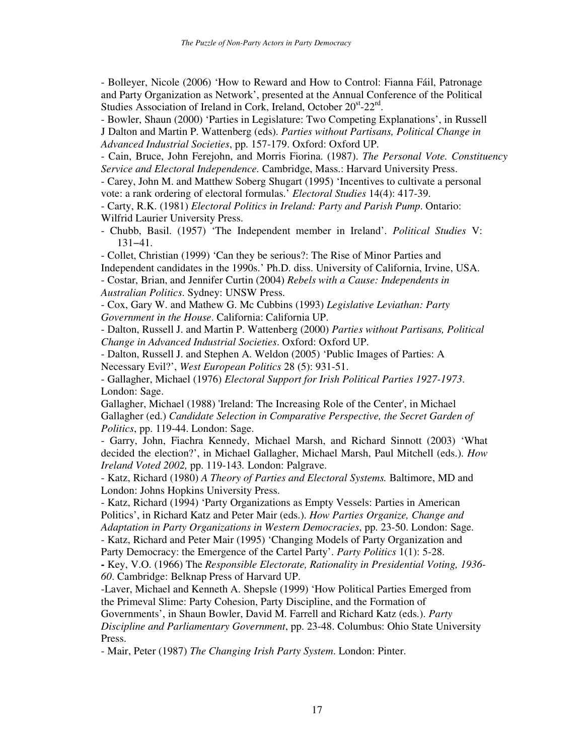- Bolleyer, Nicole (2006) 'How to Reward and How to Control: Fianna Fáil, Patronage and Party Organization as Network', presented at the Annual Conference of the Political Studies Association of Ireland in Cork, Ireland, October 20[st]-22[rd].

- Bowler, Shaun (2000) 'Parties in Legislature: Two Competing Explanations', in Russell J Dalton and Martin P. Wattenberg (eds). *Parties without Partisans, Political Change in Advanced Industrial Societies*, pp. 157-179. Oxford: Oxford UP.

- Cain, Bruce, John Ferejohn, and Morris Fiorina. (1987). *The Personal Vote. Constituency Service and Electoral Independence*. Cambridge, Mass.: Harvard University Press.

- Carey, John M. and Matthew Soberg Shugart (1995) 'Incentives to cultivate a personal vote: a rank ordering of electoral formulas.' *Electoral Studies* 14(4): 417-39.

- Carty, R.K. (1981) *Electoral Politics in Ireland: Party and Parish Pump*. Ontario: Wilfrid Laurier University Press.

- Chubb, Basil. (1957) 'The Independent member in Ireland'. *Political Studies* V: 131–41.

- Collet, Christian (1999) 'Can they be serious?: The Rise of Minor Parties and Independent candidates in the 1990s.' Ph.D. diss. University of California, Irvine, USA.

- Costar, Brian, and Jennifer Curtin (2004) *Rebels with a Cause: Independents in Australian Politics*. Sydney: UNSW Press.

- Cox, Gary W. and Mathew G. Mc Cubbins (1993) *Legislative Leviathan: Party Government in the House*. California: California UP.

- Dalton, Russell J. and Martin P. Wattenberg (2000) *Parties without Partisans, Political Change in Advanced Industrial Societies*. Oxford: Oxford UP.

- Dalton, Russell J. and Stephen A. Weldon (2005) 'Public Images of Parties: A Necessary Evil?', *West European Politics* 28 (5): 931-51.

- Gallagher, Michael (1976) *Electoral Support for Irish Political Parties 1927-1973*. London: Sage.

Gallagher, Michael (1988) 'Ireland: The Increasing Role of the Center', in Michael Gallagher (ed.) *Candidate Selection in Comparative Perspective, the Secret Garden of Politics*, pp. 119-44. London: Sage.

- Garry, John, Fiachra Kennedy, Michael Marsh, and Richard Sinnott (2003) 'What decided the election?', in Michael Gallagher, Michael Marsh, Paul Mitchell (eds.). *How Ireland Voted 2002,* pp. 119-143*.* London: Palgrave.

- Katz, Richard (1980) *A Theory of Parties and Electoral Systems.* Baltimore, MD and London: Johns Hopkins University Press.

- Katz, Richard (1994) 'Party Organizations as Empty Vessels: Parties in American Politics', in Richard Katz and Peter Mair (eds.). *How Parties Organize, Change and Adaptation in Party Organizations in Western Democracies*, pp. 23-50. London: Sage.

- Katz, Richard and Peter Mair (1995) 'Changing Models of Party Organization and Party Democracy: the Emergence of the Cartel Party'. *Party Politics* 1(1): 5-28.

**-** Key, V.O. (1966) The *Responsible Electorate, Rationality in Presidential Voting, 1936-60*. Cambridge: Belknap Press of Harvard UP.

-Laver, Michael and Kenneth A. Shepsle (1999) 'How Political Parties Emerged from the Primeval Slime: Party Cohesion, Party Discipline, and the Formation of Governments', in Shaun Bowler, David M. Farrell and Richard Katz (eds.). *Party Discipline and Parliamentary Government*, pp. 23-48. Columbus: Ohio State University Press.

- Mair, Peter (1987) *The Changing Irish Party System*. London: Pinter.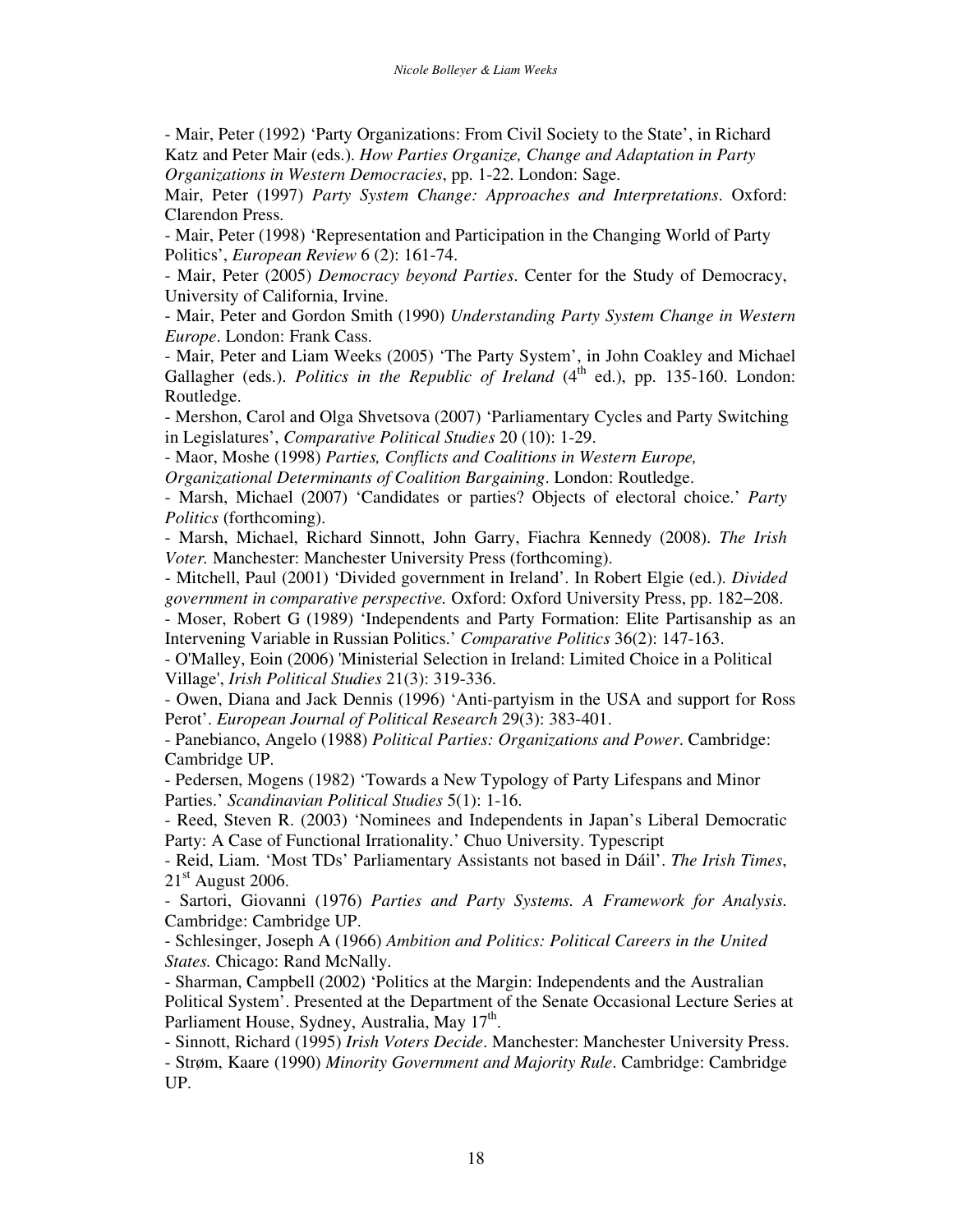- Mair, Peter (1992) 'Party Organizations: From Civil Society to the State', in Richard Katz and Peter Mair (eds.). *How Parties Organize, Change and Adaptation in Party Organizations in Western Democracies*, pp. 1-22. London: Sage.

Mair, Peter (1997) *Party System Change: Approaches and Interpretations*. Oxford: Clarendon Press.

- Mair, Peter (1998) 'Representation and Participation in the Changing World of Party Politics', *European Review* 6 (2): 161-74.

- Mair, Peter (2005) *Democracy beyond Parties*. Center for the Study of Democracy, University of California, Irvine.

- Mair, Peter and Gordon Smith (1990) *Understanding Party System Change in Western Europe*. London: Frank Cass.

- Mair, Peter and Liam Weeks (2005) 'The Party System', in John Coakley and Michael Gallagher (eds.). *Politics in the Republic of Ireland* (4th ed.), pp. 135-160. London: Routledge.

- Mershon, Carol and Olga Shvetsova (2007) 'Parliamentary Cycles and Party Switching in Legislatures', *Comparative Political Studies* 20 (10): 1-29.

- Maor, Moshe (1998) *Parties, Conflicts and Coalitions in Western Europe, Organizational Determinants of Coalition Bargaining*. London: Routledge.

- Marsh, Michael (2007) 'Candidates or parties? Objects of electoral choice.' *Party Politics* (forthcoming).

- Marsh, Michael, Richard Sinnott, John Garry, Fiachra Kennedy (2008). *The Irish Voter.* Manchester: Manchester University Press (forthcoming).

- Mitchell, Paul (2001) 'Divided government in Ireland'. In Robert Elgie (ed.). *Divided government in comparative perspective.* Oxford: Oxford University Press, pp. 182–208.

- Moser, Robert G (1989) 'Independents and Party Formation: Elite Partisanship as an Intervening Variable in Russian Politics.' *Comparative Politics* 36(2): 147-163.

- O'Malley, Eoin (2006) 'Ministerial Selection in Ireland: Limited Choice in a Political Village', *Irish Political Studies* 21(3): 319-336.

- Owen, Diana and Jack Dennis (1996) 'Anti-partyism in the USA and support for Ross Perot'. *European Journal of Political Research* 29(3): 383-401.

- Panebianco, Angelo (1988) *Political Parties: Organizations and Power*. Cambridge: Cambridge UP.

- Pedersen, Mogens (1982) 'Towards a New Typology of Party Lifespans and Minor Parties.' *Scandinavian Political Studies* 5(1): 1-16.

- Reed, Steven R. (2003) 'Nominees and Independents in Japan's Liberal Democratic Party: A Case of Functional Irrationality.' Chuo University. Typescript

- Reid, Liam. 'Most TDs' Parliamentary Assistants not based in Dáil'. *The Irish Times*, 21st August 2006.

- Sartori, Giovanni (1976) *Parties and Party Systems. A Framework for Analysis.* Cambridge: Cambridge UP.

- Schlesinger, Joseph A (1966) *Ambition and Politics: Political Careers in the United States.* Chicago: Rand McNally.

- Sharman, Campbell (2002) 'Politics at the Margin: Independents and the Australian Political System'. Presented at the Department of the Senate Occasional Lecture Series at Parliament House, Sydney, Australia, May 17th.

- Sinnott, Richard (1995) *Irish Voters Decide*. Manchester: Manchester University Press.

- Strøm, Kaare (1990) *Minority Government and Majority Rule*. Cambridge: Cambridge UP.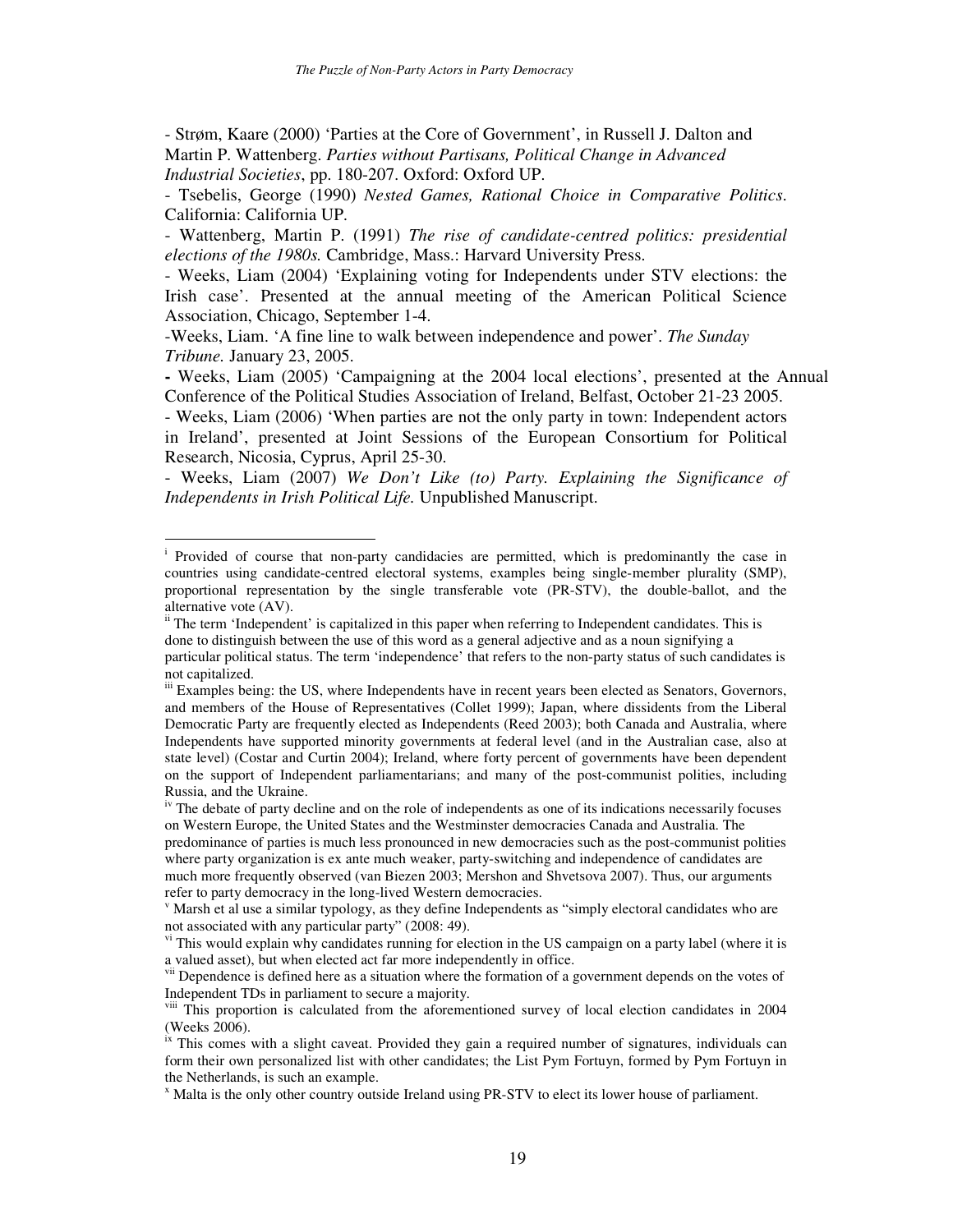- Strøm, Kaare (2000) 'Parties at the Core of Government', in Russell J. Dalton and Martin P. Wattenberg. *Parties without Partisans, Political Change in Advanced Industrial Societies*, pp. 180-207. Oxford: Oxford UP.

- Tsebelis, George (1990) *Nested Games, Rational Choice in Comparative Politics*. California: California UP.

- Wattenberg, Martin P. (1991) *The rise of candidate-centred politics: presidential elections of the 1980s.* Cambridge, Mass.: Harvard University Press.

- Weeks, Liam (2004) 'Explaining voting for Independents under STV elections: the Irish case'. Presented at the annual meeting of the American Political Science Association, Chicago, September 1-4.

-Weeks, Liam. 'A fine line to walk between independence and power'. *The Sunday Tribune.* January 23, 2005.

- Weeks, Liam (2005) 'Campaigning at the 2004 local elections', presented at the Annual Conference of the Political Studies Association of Ireland, Belfast, October 21-23 2005.

- Weeks, Liam (2006) 'When parties are not the only party in town: Independent actors in Ireland', presented at Joint Sessions of the European Consortium for Political Research, Nicosia, Cyprus, April 25-30.

- Weeks, Liam (2007) *We Don't Like (to) Party. Explaining the Significance of Independents in Irish Political Life.* Unpublished Manuscript.

---

[i] Provided of course that non-party candidacies are permitted, which is predominantly the case in countries using candidate-centred electoral systems, examples being single-member plurality (SMP), proportional representation by the single transferable vote (PR-STV), the double-ballot, and the alternative vote (AV).

[ii] The term 'Independent' is capitalized in this paper when referring to Independent candidates. This is done to distinguish between the use of this word as a general adjective and as a noun signifying a particular political status. The term 'independence' that refers to the non-party status of such candidates is not capitalized.

[iii] Examples being: the US, where Independents have in recent years been elected as Senators, Governors, and members of the House of Representatives (Collet 1999); Japan, where dissidents from the Liberal Democratic Party are frequently elected as Independents (Reed 2003); both Canada and Australia, where Independents have supported minority governments at federal level (and in the Australian case, also at state level) (Costar and Curtin 2004); Ireland, where forty percent of governments have been dependent on the support of Independent parliamentarians; and many of the post-communist polities, including Russia, and the Ukraine.

[iv] The debate of party decline and on the role of independents as one of its indications necessarily focuses on Western Europe, the United States and the Westminster democracies Canada and Australia. The predominance of parties is much less pronounced in new democracies such as the post-communist polities where party organization is ex ante much weaker, party-switching and independence of candidates are much more frequently observed (van Biezen 2003; Mershon and Shvetsova 2007). Thus, our arguments refer to party democracy in the long-lived Western democracies.

[v] Marsh et al use a similar typology, as they define Independents as "simply electoral candidates who are not associated with any particular party" (2008: 49).

[vi] This would explain why candidates running for election in the US campaign on a party label (where it is a valued asset), but when elected act far more independently in office.

[vii] Dependence is defined here as a situation where the formation of a government depends on the votes of Independent TDs in parliament to secure a majority.

[viii] This proportion is calculated from the aforementioned survey of local election candidates in 2004 (Weeks 2006).

[ix] This comes with a slight caveat. Provided they gain a required number of signatures, individuals can form their own personalized list with other candidates; the List Pym Fortuyn, formed by Pym Fortuyn in the Netherlands, is such an example.

[x] Malta is the only other country outside Ireland using PR-STV to elect its lower house of parliament.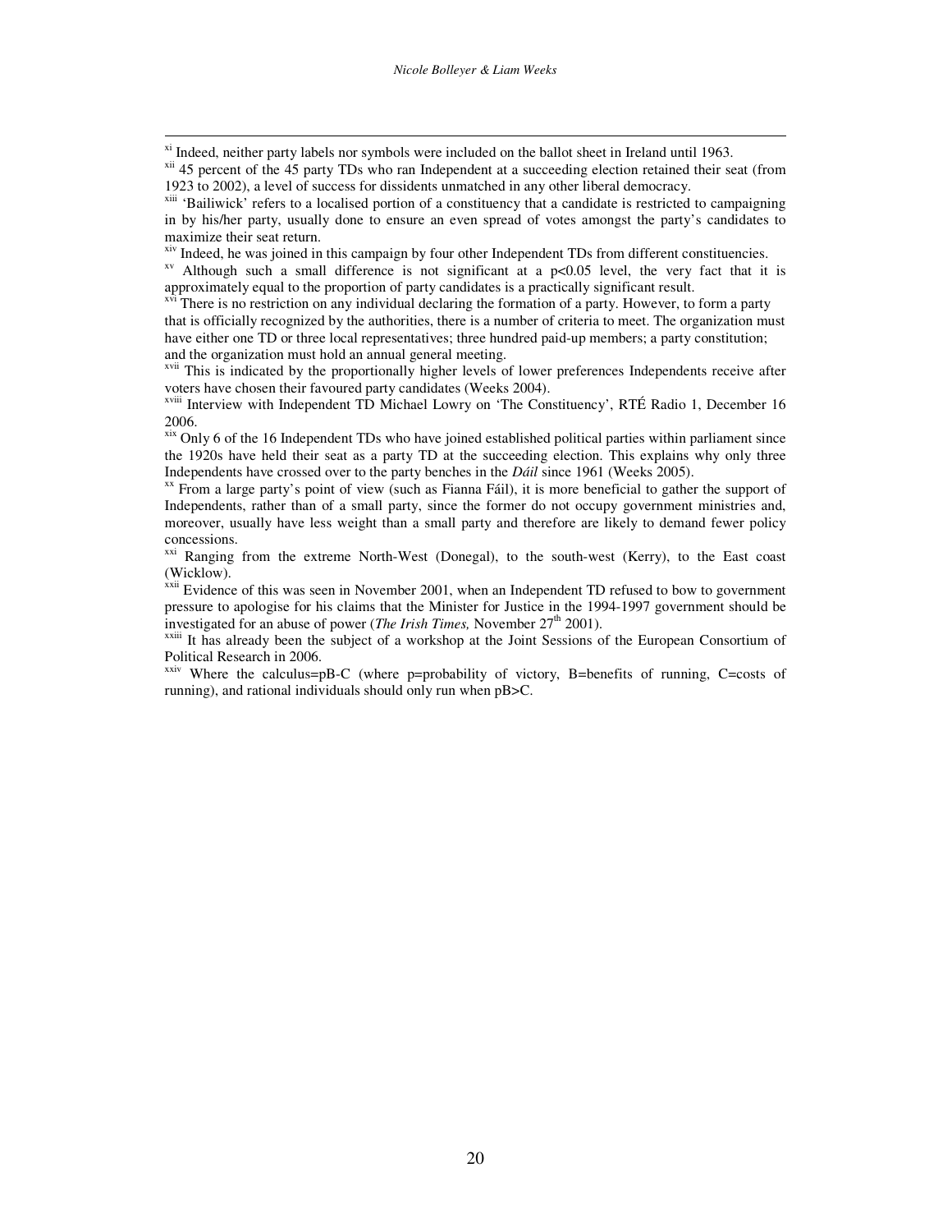[xi] Indeed, neither party labels nor symbols were included on the ballot sheet in Ireland until 1963.

[xii] 45 percent of the 45 party TDs who ran Independent at a succeeding election retained their seat (from 1923 to 2002), a level of success for dissidents unmatched in any other liberal democracy.

[xiii] 'Bailiwick' refers to a localised portion of a constituency that a candidate is restricted to campaigning in by his/her party, usually done to ensure an even spread of votes amongst the party's candidates to maximize their seat return.

[xiv] Indeed, he was joined in this campaign by four other Independent TDs from different constituencies.

[xv] Although such a small difference is not significant at a $p<0.05$ level, the very fact that it is approximately equal to the proportion of party candidates is a practically significant result.

[xvi] There is no restriction on any individual declaring the formation of a party. However, to form a party that is officially recognized by the authorities, there is a number of criteria to meet. The organization must have either one TD or three local representatives; three hundred paid-up members; a party constitution; and the organization must hold an annual general meeting.

[xvii] This is indicated by the proportionally higher levels of lower preferences Independents receive after voters have chosen their favoured party candidates (Weeks 2004).

[xviii] Interview with Independent TD Michael Lowry on 'The Constituency', RTÉ Radio 1, December 16 2006.

[xix] Only 6 of the 16 Independent TDs who have joined established political parties within parliament since the 1920s have held their seat as a party TD at the succeeding election. This explains why only three Independents have crossed over to the party benches in the *Dáil* since 1961 (Weeks 2005).

[xx] From a large party's point of view (such as Fianna Fáil), it is more beneficial to gather the support of Independents, rather than of a small party, since the former do not occupy government ministries and, moreover, usually have less weight than a small party and therefore are likely to demand fewer policy concessions.

[xxi] Ranging from the extreme North-West (Donegal), to the south-west (Kerry), to the East coast (Wicklow).

[xxii] Evidence of this was seen in November 2001, when an Independent TD refused to bow to government pressure to apologise for his claims that the Minister for Justice in the 1994-1997 government should be investigated for an abuse of power (*The Irish Times,* November 27th 2001).

[xxiii] It has already been the subject of a workshop at the Joint Sessions of the European Consortium of Political Research in 2006.

[xxiv] Where the calculus=$pB-C$ (where p=probability of victory, B=benefits of running, C=costs of running), and rational individuals should only run when $pB>C$.